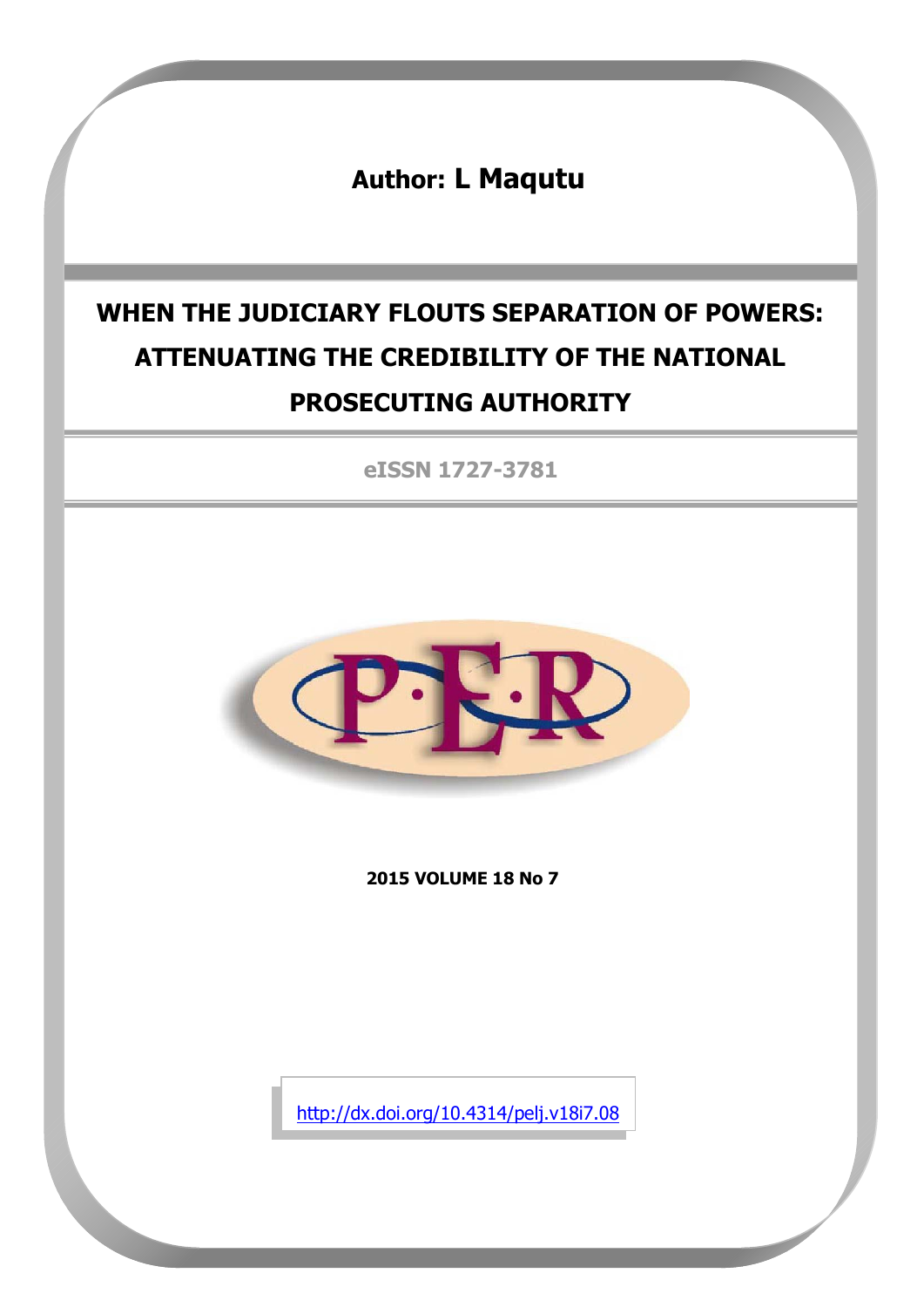**Author:** **L Maqutu**

# WHEN THE JUDICIARY FLOUTS SEPARATION OF POWERS: ATTENUATING THE CREDIBILITY OF THE NATIONAL PROSECUTING AUTHORITY

eISSN 1727-3781

**2015 VOLUME 18 No 7**

http://dx.doi.org/10.4314/pelj.v18i7.08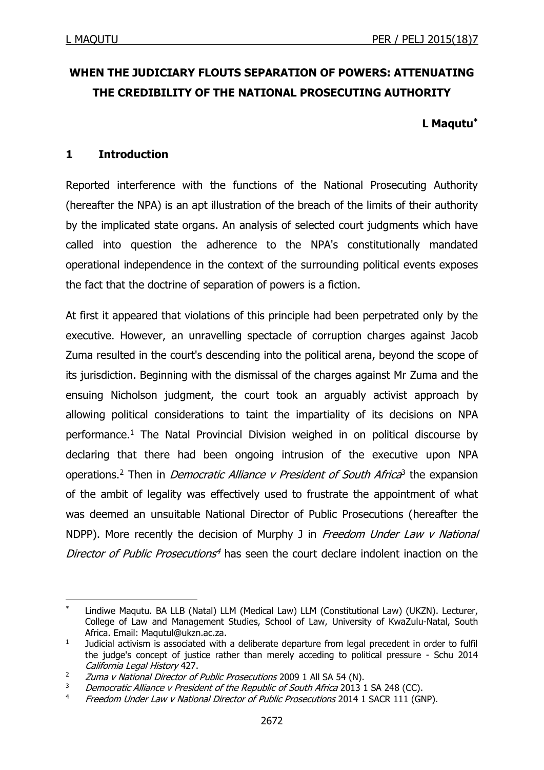## WHEN THE JUDICIARY FLOUTS SEPARATION OF POWERS: ATTENUATING THE CREDIBILITY OF THE NATIONAL PROSECUTING AUTHORITY

**L Maqutu***

### 1 Introduction

Reported interference with the functions of the National Prosecuting Authority (hereafter the NPA) is an apt illustration of the breach of the limits of their authority by the implicated state organs. An analysis of selected court judgments which have called into question the adherence to the NPA's constitutionally mandated operational independence in the context of the surrounding political events exposes the fact that the doctrine of separation of powers is a fiction.

At first it appeared that violations of this principle had been perpetrated only by the executive. However, an unravelling spectacle of corruption charges against Jacob Zuma resulted in the court's descending into the political arena, beyond the scope of its jurisdiction. Beginning with the dismissal of the charges against Mr Zuma and the ensuing Nicholson judgment, the court took an arguably activist approach by allowing political considerations to taint the impartiality of its decisions on NPA performance.[1] The Natal Provincial Division weighed in on political discourse by declaring that there had been ongoing intrusion of the executive upon NPA operations.[2] Then in *Democratic Alliance v President of South Africa*[3] the expansion of the ambit of legality was effectively used to frustrate the appointment of what was deemed an unsuitable National Director of Public Prosecutions (hereafter the NDPP). More recently the decision of Murphy J in *Freedom Under Law v National Director of Public Prosecutions*[4] has seen the court declare indolent inaction on the

---

\* Lindiwe Maqutu. BA LLB (Natal) LLM (Medical Law) LLM (Constitutional Law) (UKZN). Lecturer, College of Law and Management Studies, School of Law, University of KwaZulu-Natal, South Africa. Email: Maqutul@ukzn.ac.za.

[1] Judicial activism is associated with a deliberate departure from legal precedent in order to fulfil the judge's concept of justice rather than merely acceding to political pressure - Schu 2014 *California Legal History* 427.

[2] *Zuma v National Director of Public Prosecutions* 2009 1 All SA 54 (N).

[3] *Democratic Alliance v President of the Republic of South Africa* 2013 1 SA 248 (CC).

[4] *Freedom Under Law v National Director of Public Prosecutions* 2014 1 SACR 111 (GNP).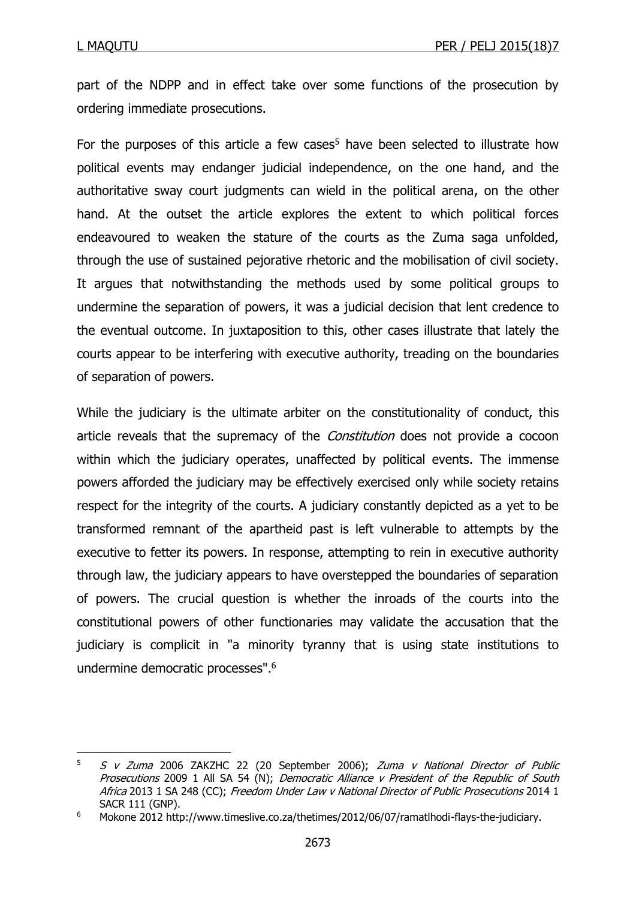part of the NDPP and in effect take over some functions of the prosecution by ordering immediate prosecutions.

For the purposes of this article a few cases[5] have been selected to illustrate how political events may endanger judicial independence, on the one hand, and the authoritative sway court judgments can wield in the political arena, on the other hand. At the outset the article explores the extent to which political forces endeavoured to weaken the stature of the courts as the Zuma saga unfolded, through the use of sustained pejorative rhetoric and the mobilisation of civil society. It argues that notwithstanding the methods used by some political groups to undermine the separation of powers, it was a judicial decision that lent credence to the eventual outcome. In juxtaposition to this, other cases illustrate that lately the courts appear to be interfering with executive authority, treading on the boundaries of separation of powers.

While the judiciary is the ultimate arbiter on the constitutionality of conduct, this article reveals that the supremacy of the *Constitution* does not provide a cocoon within which the judiciary operates, unaffected by political events. The immense powers afforded the judiciary may be effectively exercised only while society retains respect for the integrity of the courts. A judiciary constantly depicted as a yet to be transformed remnant of the apartheid past is left vulnerable to attempts by the executive to fetter its powers. In response, attempting to rein in executive authority through law, the judiciary appears to have overstepped the boundaries of separation of powers. The crucial question is whether the inroads of the courts into the constitutional powers of other functionaries may validate the accusation that the judiciary is complicit in "a minority tyranny that is using state institutions to undermine democratic processes".[6]

---

[5] *S v Zuma* 2006 ZAKZHC 22 (20 September 2006); *Zuma v National Director of Public Prosecutions* 2009 1 All SA 54 (N); *Democratic Alliance v President of the Republic of South Africa* 2013 1 SA 248 (CC); *Freedom Under Law v National Director of Public Prosecutions* 2014 1 SACR 111 (GNP).

[6] Mokone 2012 http://www.timeslive.co.za/thetimes/2012/06/07/ramatlhodi-flays-the-judiciary.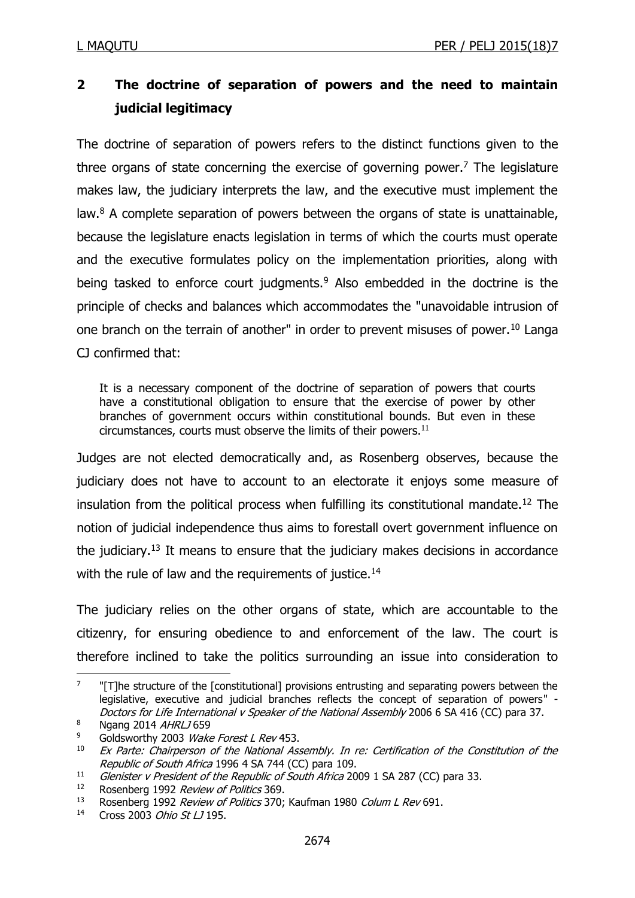## 2 The doctrine of separation of powers and the need to maintain judicial legitimacy

The doctrine of separation of powers refers to the distinct functions given to the three organs of state concerning the exercise of governing power.[7] The legislature makes law, the judiciary interprets the law, and the executive must implement the law.[8] A complete separation of powers between the organs of state is unattainable, because the legislature enacts legislation in terms of which the courts must operate and the executive formulates policy on the implementation priorities, along with being tasked to enforce court judgments.[9] Also embedded in the doctrine is the principle of checks and balances which accommodates the "unavoidable intrusion of one branch on the terrain of another" in order to prevent misuses of power.[10] Langa CJ confirmed that:

> It is a necessary component of the doctrine of separation of powers that courts have a constitutional obligation to ensure that the exercise of power by other branches of government occurs within constitutional bounds. But even in these circumstances, courts must observe the limits of their powers.[11]

Judges are not elected democratically and, as Rosenberg observes, because the judiciary does not have to account to an electorate it enjoys some measure of insulation from the political process when fulfilling its constitutional mandate.[12] The notion of judicial independence thus aims to forestall overt government influence on the judiciary.[13] It means to ensure that the judiciary makes decisions in accordance with the rule of law and the requirements of justice.[14]

The judiciary relies on the other organs of state, which are accountable to the citizenry, for ensuring obedience to and enforcement of the law. The court is therefore inclined to take the politics surrounding an issue into consideration to

---

[7] "[T]he structure of the [constitutional] provisions entrusting and separating powers between the legislative, executive and judicial branches reflects the concept of separation of powers" - *Doctors for Life International v Speaker of the National Assembly* 2006 6 SA 416 (CC) para 37.

[8] Ngang 2014 *AHRLJ* 659

[9] Goldsworthy 2003 *Wake Forest L Rev* 453.

[10] *Ex Parte: Chairperson of the National Assembly. In re: Certification of the Constitution of the Republic of South Africa* 1996 4 SA 744 (CC) para 109.

[11] *Glenister v President of the Republic of South Africa* 2009 1 SA 287 (CC) para 33.

[12] Rosenberg 1992 *Review of Politics* 369.

[13] Rosenberg 1992 *Review of Politics* 370; Kaufman 1980 *Colum L Rev* 691.

[14] Cross 2003 *Ohio St LJ* 195.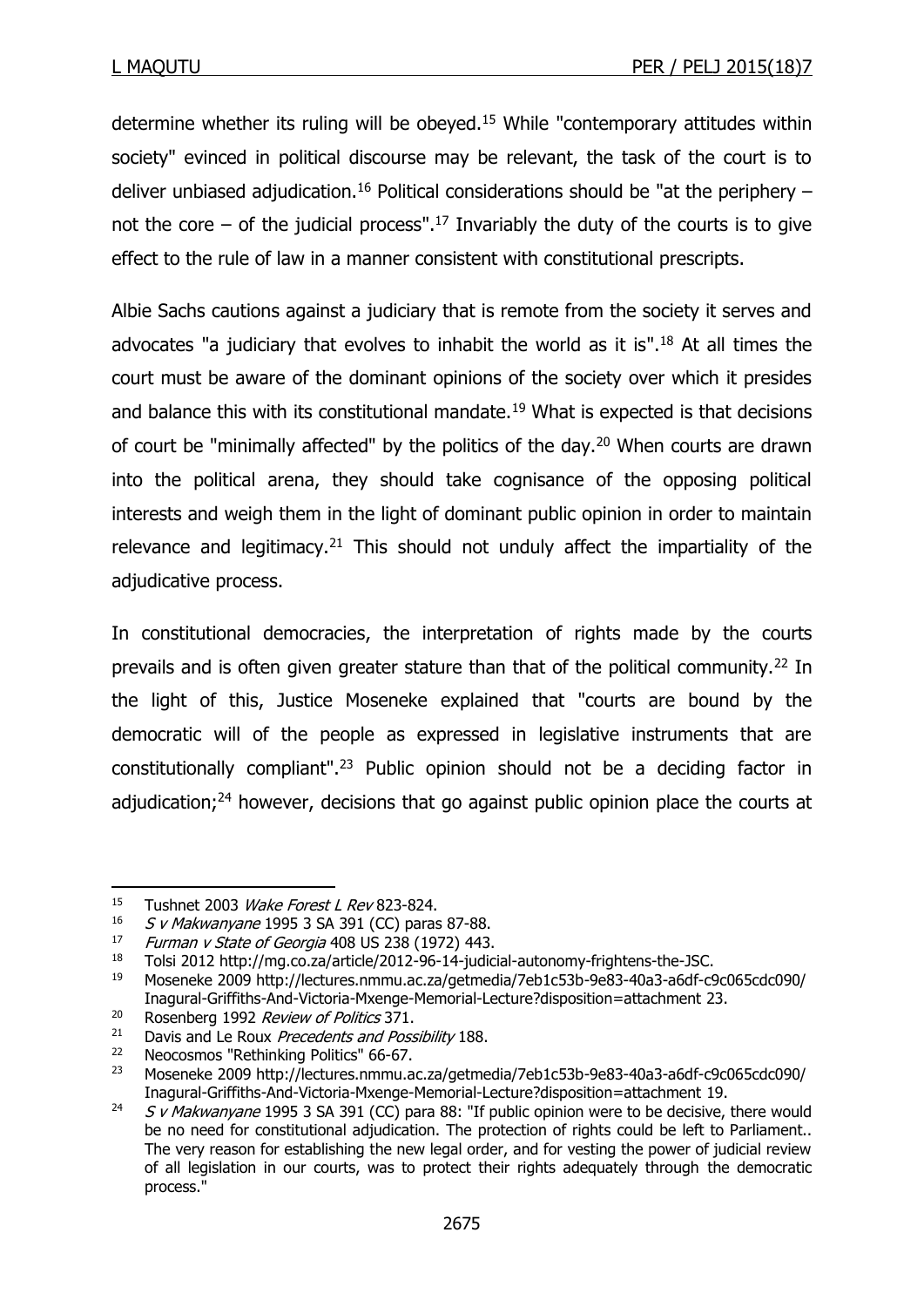determine whether its ruling will be obeyed.[15] While "contemporary attitudes within society" evinced in political discourse may be relevant, the task of the court is to deliver unbiased adjudication.[16] Political considerations should be "at the periphery – not the core – of the judicial process".[17] Invariably the duty of the courts is to give effect to the rule of law in a manner consistent with constitutional prescripts.

Albie Sachs cautions against a judiciary that is remote from the society it serves and advocates "a judiciary that evolves to inhabit the world as it is".[18] At all times the court must be aware of the dominant opinions of the society over which it presides and balance this with its constitutional mandate.[19] What is expected is that decisions of court be "minimally affected" by the politics of the day.[20] When courts are drawn into the political arena, they should take cognisance of the opposing political interests and weigh them in the light of dominant public opinion in order to maintain relevance and legitimacy.[21] This should not unduly affect the impartiality of the adjudicative process.

In constitutional democracies, the interpretation of rights made by the courts prevails and is often given greater stature than that of the political community.[22] In the light of this, Justice Moseneke explained that "courts are bound by the democratic will of the people as expressed in legislative instruments that are constitutionally compliant".[23] Public opinion should not be a deciding factor in adjudication;[24] however, decisions that go against public opinion place the courts at

---

[15] Tushnet 2003 *Wake Forest L Rev* 823-824.

[16] *S v Makwanyane* 1995 3 SA 391 (CC) paras 87-88.

[17] *Furman v State of Georgia* 408 US 238 (1972) 443.

[18] Tolsi 2012 http://mg.co.za/article/2012-96-14-judicial-autonomy-frightens-the-JSC.

[19] Moseneke 2009 http://lectures.nmmu.ac.za/getmedia/7eb1c53b-9e83-40a3-a6df-c9c065cdc090/Inagural-Griffiths-And-Victoria-Mxenge-Memorial-Lecture?disposition=attachment 23.

[20] Rosenberg 1992 *Review of Politics* 371.

[21] Davis and Le Roux *Precedents and Possibility* 188.

[22] Neocosmos "Rethinking Politics" 66-67.

[23] Moseneke 2009 http://lectures.nmmu.ac.za/getmedia/7eb1c53b-9e83-40a3-a6df-c9c065cdc090/Inagural-Griffiths-And-Victoria-Mxenge-Memorial-Lecture?disposition=attachment 19.

[24] *S v Makwanyane* 1995 3 SA 391 (CC) para 88: "If public opinion were to be decisive, there would be no need for constitutional adjudication. The protection of rights could be left to Parliament.. The very reason for establishing the new legal order, and for vesting the power of judicial review of all legislation in our courts, was to protect their rights adequately through the democratic process."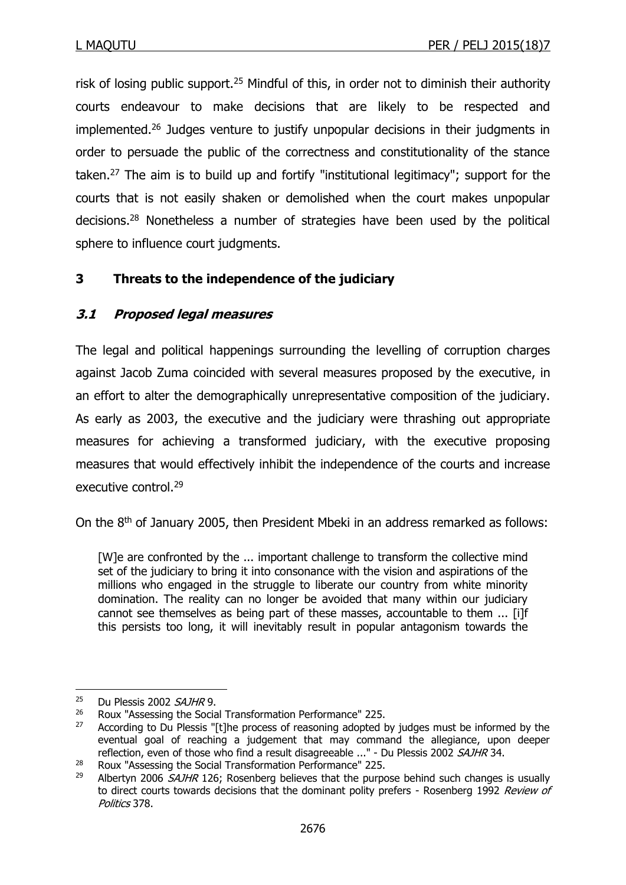risk of losing public support.[25] Mindful of this, in order not to diminish their authority courts endeavour to make decisions that are likely to be respected and implemented.[26] Judges venture to justify unpopular decisions in their judgments in order to persuade the public of the correctness and constitutionality of the stance taken.[27] The aim is to build up and fortify "institutional legitimacy"; support for the courts that is not easily shaken or demolished when the court makes unpopular decisions.[28] Nonetheless a number of strategies have been used by the political sphere to influence court judgments.

## 3 Threats to the independence of the judiciary

### *3.1 Proposed legal measures*

The legal and political happenings surrounding the levelling of corruption charges against Jacob Zuma coincided with several measures proposed by the executive, in an effort to alter the demographically unrepresentative composition of the judiciary. As early as 2003, the executive and the judiciary were thrashing out appropriate measures for achieving a transformed judiciary, with the executive proposing measures that would effectively inhibit the independence of the courts and increase executive control.[29]

On the 8th of January 2005, then President Mbeki in an address remarked as follows:

> [W]e are confronted by the ... important challenge to transform the collective mind set of the judiciary to bring it into consonance with the vision and aspirations of the millions who engaged in the struggle to liberate our country from white minority domination. The reality can no longer be avoided that many within our judiciary cannot see themselves as being part of these masses, accountable to them ... [i]f this persists too long, it will inevitably result in popular antagonism towards the

---

[25] Du Plessis 2002 *SAJHR* 9.

[26] Roux "Assessing the Social Transformation Performance" 225.

[27] According to Du Plessis "[t]he process of reasoning adopted by judges must be informed by the eventual goal of reaching a judgement that may command the allegiance, upon deeper reflection, even of those who find a result disagreeable ..." - Du Plessis 2002 *SAJHR* 34.

[28] Roux "Assessing the Social Transformation Performance" 225.

[29] Albertyn 2006 *SAJHR* 126; Rosenberg believes that the purpose behind such changes is usually to direct courts towards decisions that the dominant polity prefers - Rosenberg 1992 *Review of Politics* 378.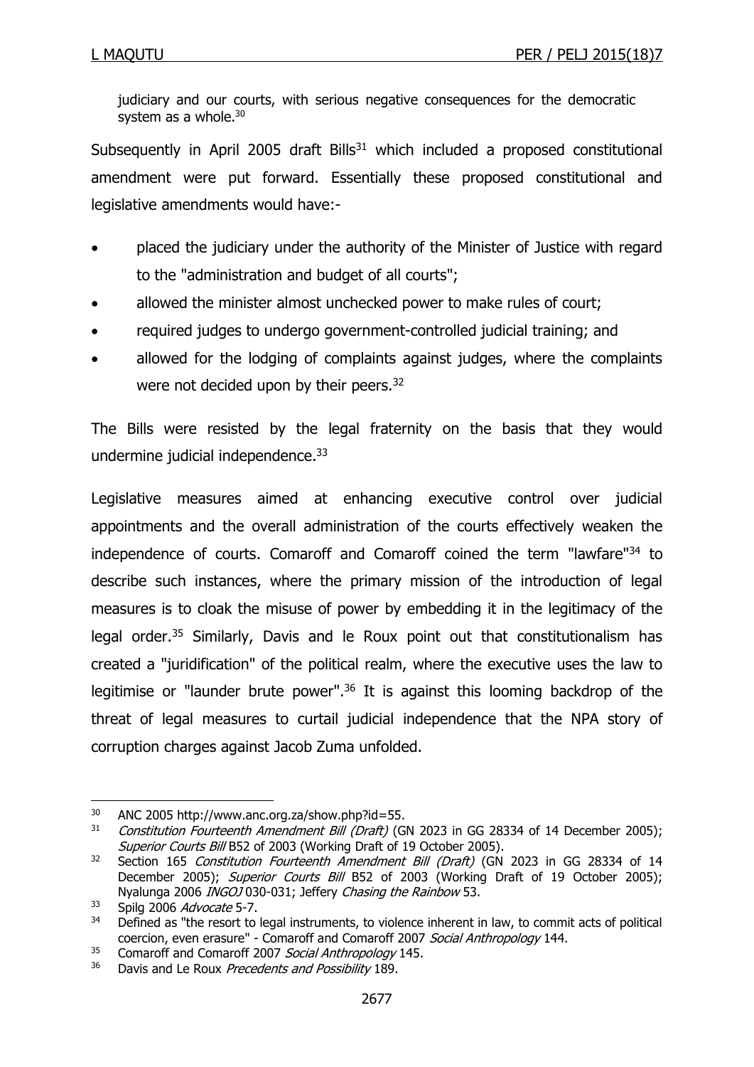judiciary and our courts, with serious negative consequences for the democratic system as a whole.[30]

Subsequently in April 2005 draft Bills[31] which included a proposed constitutional amendment were put forward. Essentially these proposed constitutional and legislative amendments would have:-

- placed the judiciary under the authority of the Minister of Justice with regard to the "administration and budget of all courts";
- allowed the minister almost unchecked power to make rules of court;
- required judges to undergo government-controlled judicial training; and
- allowed for the lodging of complaints against judges, where the complaints were not decided upon by their peers.[32]

The Bills were resisted by the legal fraternity on the basis that they would undermine judicial independence.[33]

Legislative measures aimed at enhancing executive control over judicial appointments and the overall administration of the courts effectively weaken the independence of courts. Comaroff and Comaroff coined the term "lawfare"[34] to describe such instances, where the primary mission of the introduction of legal measures is to cloak the misuse of power by embedding it in the legitimacy of the legal order.[35] Similarly, Davis and le Roux point out that constitutionalism has created a "juridification" of the political realm, where the executive uses the law to legitimise or "launder brute power".[36] It is against this looming backdrop of the threat of legal measures to curtail judicial independence that the NPA story of corruption charges against Jacob Zuma unfolded.

---

[30] ANC 2005 http://www.anc.org.za/show.php?id=55.

[31] *Constitution Fourteenth Amendment Bill (Draft)* (GN 2023 in GG 28334 of 14 December 2005); *Superior Courts Bill* B52 of 2003 (Working Draft of 19 October 2005).

[32] Section 165 *Constitution Fourteenth Amendment Bill (Draft)* (GN 2023 in GG 28334 of 14 December 2005); *Superior Courts Bill* B52 of 2003 (Working Draft of 19 October 2005); Nyalunga 2006 *INGOJ* 030-031; Jeffery *Chasing the Rainbow* 53.

[33] Spilg 2006 *Advocate* 5-7.

[34] Defined as "the resort to legal instruments, to violence inherent in law, to commit acts of political coercion, even erasure" - Comaroff and Comaroff 2007 *Social Anthropology* 144.

[35] Comaroff and Comaroff 2007 *Social Anthropology* 145.

[36] Davis and Le Roux *Precedents and Possibility* 189.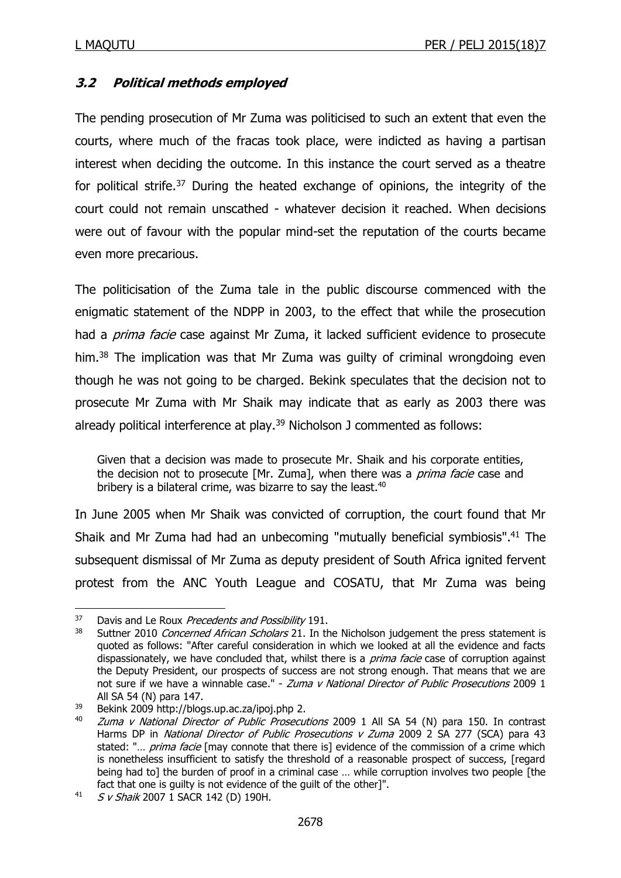### ***3.2 Political methods employed***

The pending prosecution of Mr Zuma was politicised to such an extent that even the courts, where much of the fracas took place, were indicted as having a partisan interest when deciding the outcome. In this instance the court served as a theatre for political strife.[37] During the heated exchange of opinions, the integrity of the court could not remain unscathed - whatever decision it reached. When decisions were out of favour with the popular mind-set the reputation of the courts became even more precarious.

The politicisation of the Zuma tale in the public discourse commenced with the enigmatic statement of the NDPP in 2003, to the effect that while the prosecution had a *prima facie* case against Mr Zuma, it lacked sufficient evidence to prosecute him.[38] The implication was that Mr Zuma was guilty of criminal wrongdoing even though he was not going to be charged. Bekink speculates that the decision not to prosecute Mr Zuma with Mr Shaik may indicate that as early as 2003 there was already political interference at play.[39] Nicholson J commented as follows:

> Given that a decision was made to prosecute Mr. Shaik and his corporate entities, the decision not to prosecute [Mr. Zuma], when there was a *prima facie* case and bribery is a bilateral crime, was bizarre to say the least.[40]

In June 2005 when Mr Shaik was convicted of corruption, the court found that Mr Shaik and Mr Zuma had had an unbecoming "mutually beneficial symbiosis".[41] The subsequent dismissal of Mr Zuma as deputy president of South Africa ignited fervent protest from the ANC Youth League and COSATU, that Mr Zuma was being

---

[37] Davis and Le Roux *Precedents and Possibility* 191.

[38] Suttner 2010 *Concerned African Scholars* 21. In the Nicholson judgement the press statement is quoted as follows: "After careful consideration in which we looked at all the evidence and facts dispassionately, we have concluded that, whilst there is a *prima facie* case of corruption against the Deputy President, our prospects of success are not strong enough. That means that we are not sure if we have a winnable case." - *Zuma v National Director of Public Prosecutions* 2009 1 All SA 54 (N) para 147.

[39] Bekink 2009 http://blogs.up.ac.za/ipoj.php 2.

[40] *Zuma v National Director of Public Prosecutions* 2009 1 All SA 54 (N) para 150. In contrast Harms DP in *National Director of Public Prosecutions v Zuma* 2009 2 SA 277 (SCA) para 43 stated: "… *prima facie* [may connote that there is] evidence of the commission of a crime which is nonetheless insufficient to satisfy the threshold of a reasonable prospect of success, [regard being had to] the burden of proof in a criminal case … while corruption involves two people [the fact that one is guilty is not evidence of the guilt of the other]".

[41] *S v Shaik* 2007 1 SACR 142 (D) 190H.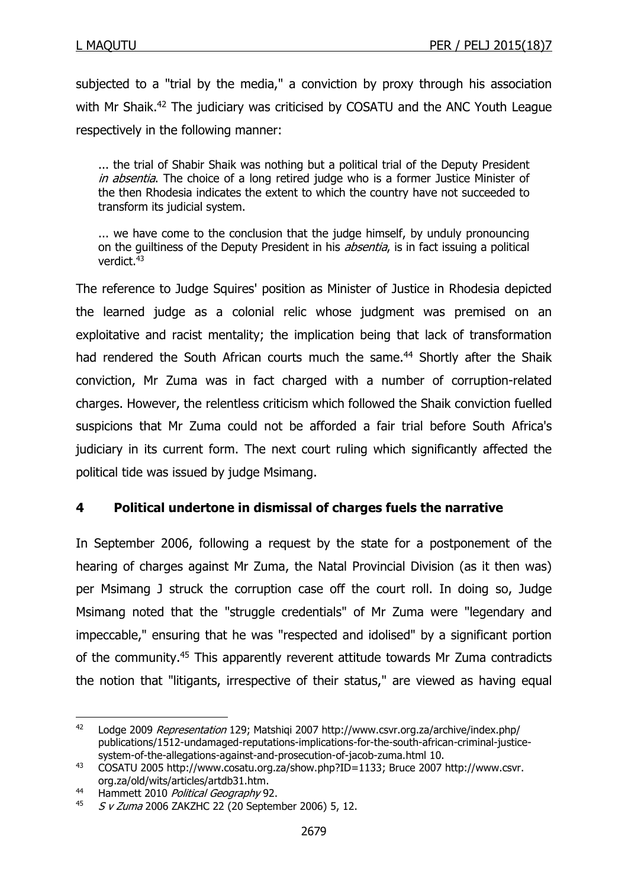subjected to a "trial by the media," a conviction by proxy through his association with Mr Shaik.[42] The judiciary was criticised by COSATU and the ANC Youth League respectively in the following manner:

> ... the trial of Shabir Shaik was nothing but a political trial of the Deputy President *in absentia*. The choice of a long retired judge who is a former Justice Minister of the then Rhodesia indicates the extent to which the country have not succeeded to transform its judicial system.
>
> ... we have come to the conclusion that the judge himself, by unduly pronouncing on the guiltiness of the Deputy President in his *absentia*, is in fact issuing a political verdict.[43]

The reference to Judge Squires' position as Minister of Justice in Rhodesia depicted the learned judge as a colonial relic whose judgment was premised on an exploitative and racist mentality; the implication being that lack of transformation had rendered the South African courts much the same.[44] Shortly after the Shaik conviction, Mr Zuma was in fact charged with a number of corruption-related charges. However, the relentless criticism which followed the Shaik conviction fuelled suspicions that Mr Zuma could not be afforded a fair trial before South Africa's judiciary in its current form. The next court ruling which significantly affected the political tide was issued by judge Msimang.

## 4 Political undertone in dismissal of charges fuels the narrative

In September 2006, following a request by the state for a postponement of the hearing of charges against Mr Zuma, the Natal Provincial Division (as it then was) per Msimang J struck the corruption case off the court roll. In doing so, Judge Msimang noted that the "struggle credentials" of Mr Zuma were "legendary and impeccable," ensuring that he was "respected and idolised" by a significant portion of the community.[45] This apparently reverent attitude towards Mr Zuma contradicts the notion that "litigants, irrespective of their status," are viewed as having equal

---

[42] Lodge 2009 *Representation* 129; Matshiqi 2007 http://www.csvr.org.za/archive/index.php/publications/1512-undamaged-reputations-implications-for-the-south-african-criminal-justice-system-of-the-allegations-against-and-prosecution-of-jacob-zuma.html 10.

[43] COSATU 2005 http://www.cosatu.org.za/show.php?ID=1133; Bruce 2007 http://www.csvr.org.za/old/wits/articles/artdb31.htm.

[44] Hammett 2010 *Political Geography* 92.

[45] *S v Zuma* 2006 ZAKZHC 22 (20 September 2006) 5, 12.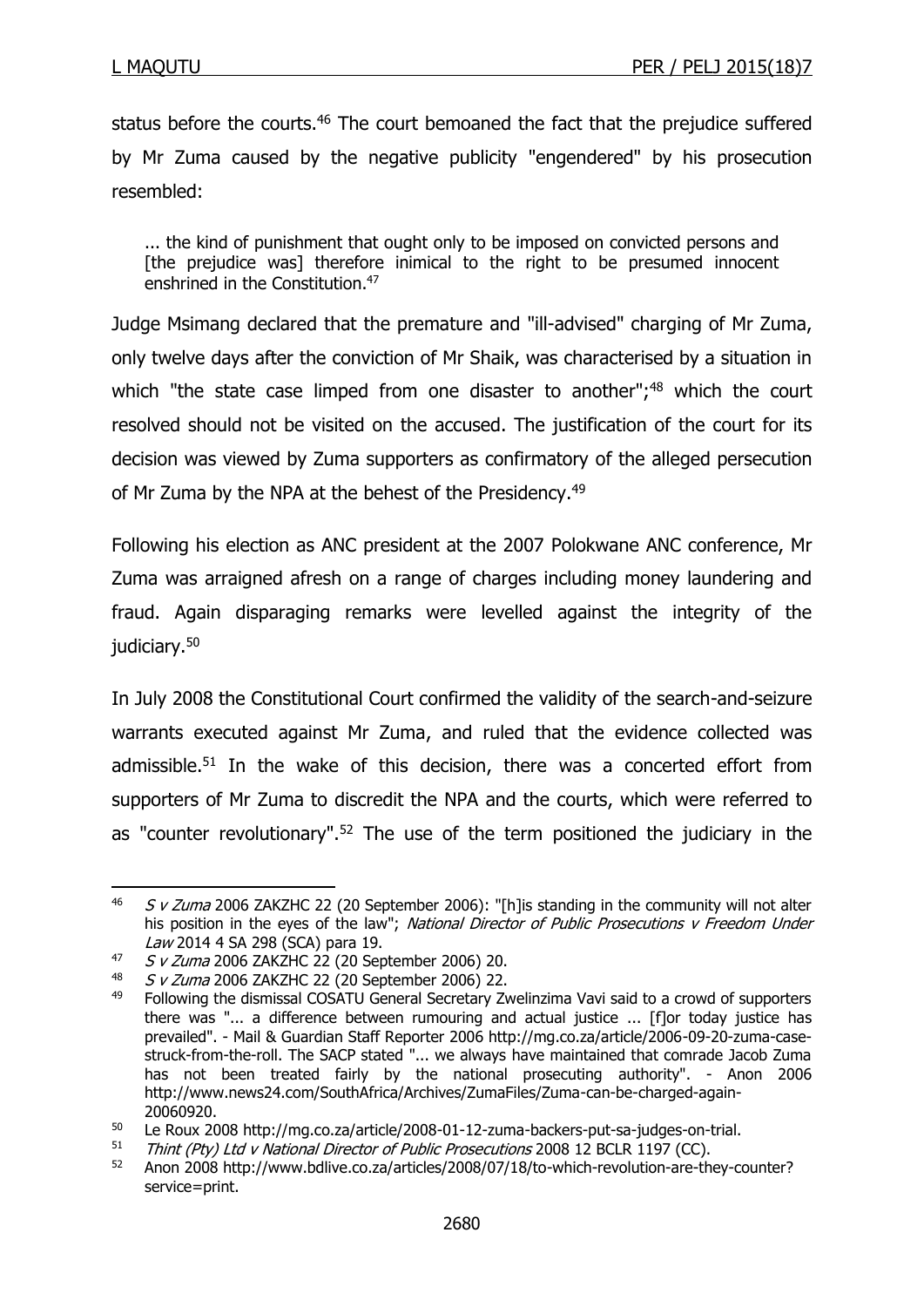status before the courts.[46] The court bemoaned the fact that the prejudice suffered by Mr Zuma caused by the negative publicity "engendered" by his prosecution resembled:

> ... the kind of punishment that ought only to be imposed on convicted persons and [the prejudice was] therefore inimical to the right to be presumed innocent enshrined in the Constitution.[47]

Judge Msimang declared that the premature and "ill-advised" charging of Mr Zuma, only twelve days after the conviction of Mr Shaik, was characterised by a situation in which "the state case limped from one disaster to another";[48] which the court resolved should not be visited on the accused. The justification of the court for its decision was viewed by Zuma supporters as confirmatory of the alleged persecution of Mr Zuma by the NPA at the behest of the Presidency.[49]

Following his election as ANC president at the 2007 Polokwane ANC conference, Mr Zuma was arraigned afresh on a range of charges including money laundering and fraud. Again disparaging remarks were levelled against the integrity of the judiciary.[50]

In July 2008 the Constitutional Court confirmed the validity of the search-and-seizure warrants executed against Mr Zuma, and ruled that the evidence collected was admissible.[51] In the wake of this decision, there was a concerted effort from supporters of Mr Zuma to discredit the NPA and the courts, which were referred to as "counter revolutionary".[52] The use of the term positioned the judiciary in the

---

[46] *S v Zuma* 2006 ZAKZHC 22 (20 September 2006): "[h]is standing in the community will not alter his position in the eyes of the law"; *National Director of Public Prosecutions v Freedom Under Law* 2014 4 SA 298 (SCA) para 19.

[47] *S v Zuma* 2006 ZAKZHC 22 (20 September 2006) 20.

[48] *S v Zuma* 2006 ZAKZHC 22 (20 September 2006) 22.

[49] Following the dismissal COSATU General Secretary Zwelinzima Vavi said to a crowd of supporters there was "... a difference between rumouring and actual justice ... [f]or today justice has prevailed". - Mail & Guardian Staff Reporter 2006 http://mg.co.za/article/2006-09-20-zuma-case-struck-from-the-roll. The SACP stated "... we always have maintained that comrade Jacob Zuma has not been treated fairly by the national prosecuting authority". - Anon 2006 http://www.news24.com/SouthAfrica/Archives/ZumaFiles/Zuma-can-be-charged-again-20060920.

[50] Le Roux 2008 http://mg.co.za/article/2008-01-12-zuma-backers-put-sa-judges-on-trial.

[51] *Thint (Pty) Ltd v National Director of Public Prosecutions* 2008 12 BCLR 1197 (CC).

[52] Anon 2008 http://www.bdlive.co.za/articles/2008/07/18/to-which-revolution-are-they-counter?service=print.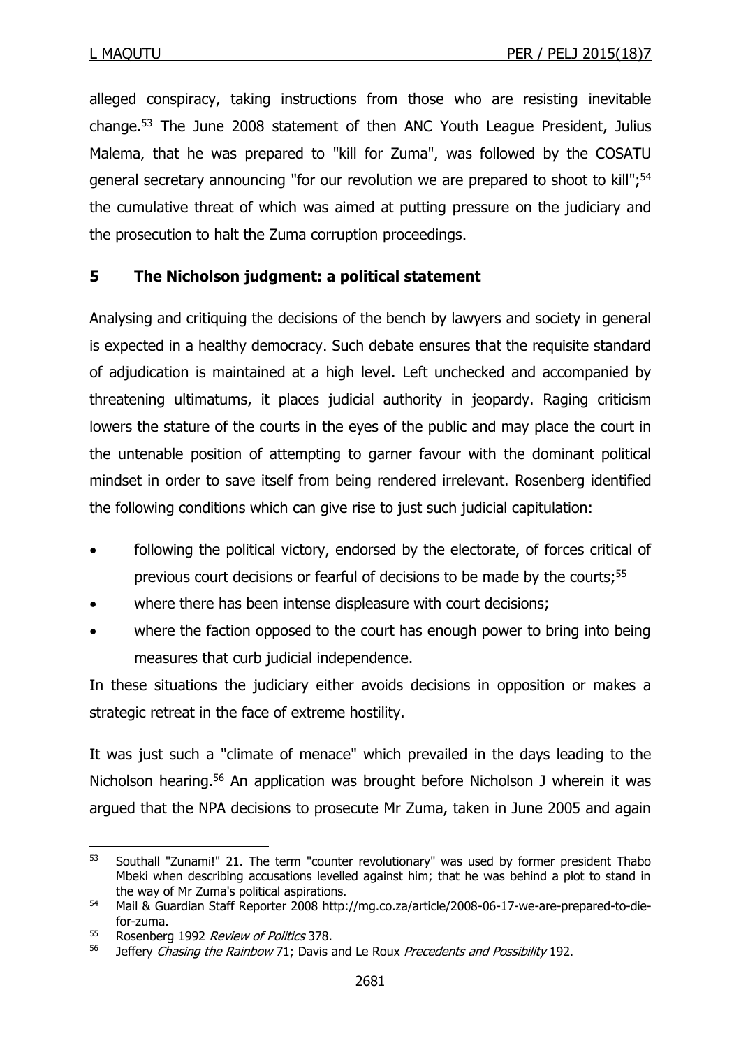alleged conspiracy, taking instructions from those who are resisting inevitable change.[53] The June 2008 statement of then ANC Youth League President, Julius Malema, that he was prepared to "kill for Zuma", was followed by the COSATU general secretary announcing "for our revolution we are prepared to shoot to kill";[54] the cumulative threat of which was aimed at putting pressure on the judiciary and the prosecution to halt the Zuma corruption proceedings.

## 5 The Nicholson judgment: a political statement

Analysing and critiquing the decisions of the bench by lawyers and society in general is expected in a healthy democracy. Such debate ensures that the requisite standard of adjudication is maintained at a high level. Left unchecked and accompanied by threatening ultimatums, it places judicial authority in jeopardy. Raging criticism lowers the stature of the courts in the eyes of the public and may place the court in the untenable position of attempting to garner favour with the dominant political mindset in order to save itself from being rendered irrelevant. Rosenberg identified the following conditions which can give rise to just such judicial capitulation:

- following the political victory, endorsed by the electorate, of forces critical of previous court decisions or fearful of decisions to be made by the courts;[55]
- where there has been intense displeasure with court decisions;
- where the faction opposed to the court has enough power to bring into being measures that curb judicial independence.

In these situations the judiciary either avoids decisions in opposition or makes a strategic retreat in the face of extreme hostility.

It was just such a "climate of menace" which prevailed in the days leading to the Nicholson hearing.[56] An application was brought before Nicholson J wherein it was argued that the NPA decisions to prosecute Mr Zuma, taken in June 2005 and again

---

[53] Southall "Zunami!" 21. The term "counter revolutionary" was used by former president Thabo Mbeki when describing accusations levelled against him; that he was behind a plot to stand in the way of Mr Zuma's political aspirations.

[54] Mail & Guardian Staff Reporter 2008 http://mg.co.za/article/2008-06-17-we-are-prepared-to-die-for-zuma.

[55] Rosenberg 1992 *Review of Politics* 378.

[56] Jeffery *Chasing the Rainbow* 71; Davis and Le Roux *Precedents and Possibility* 192.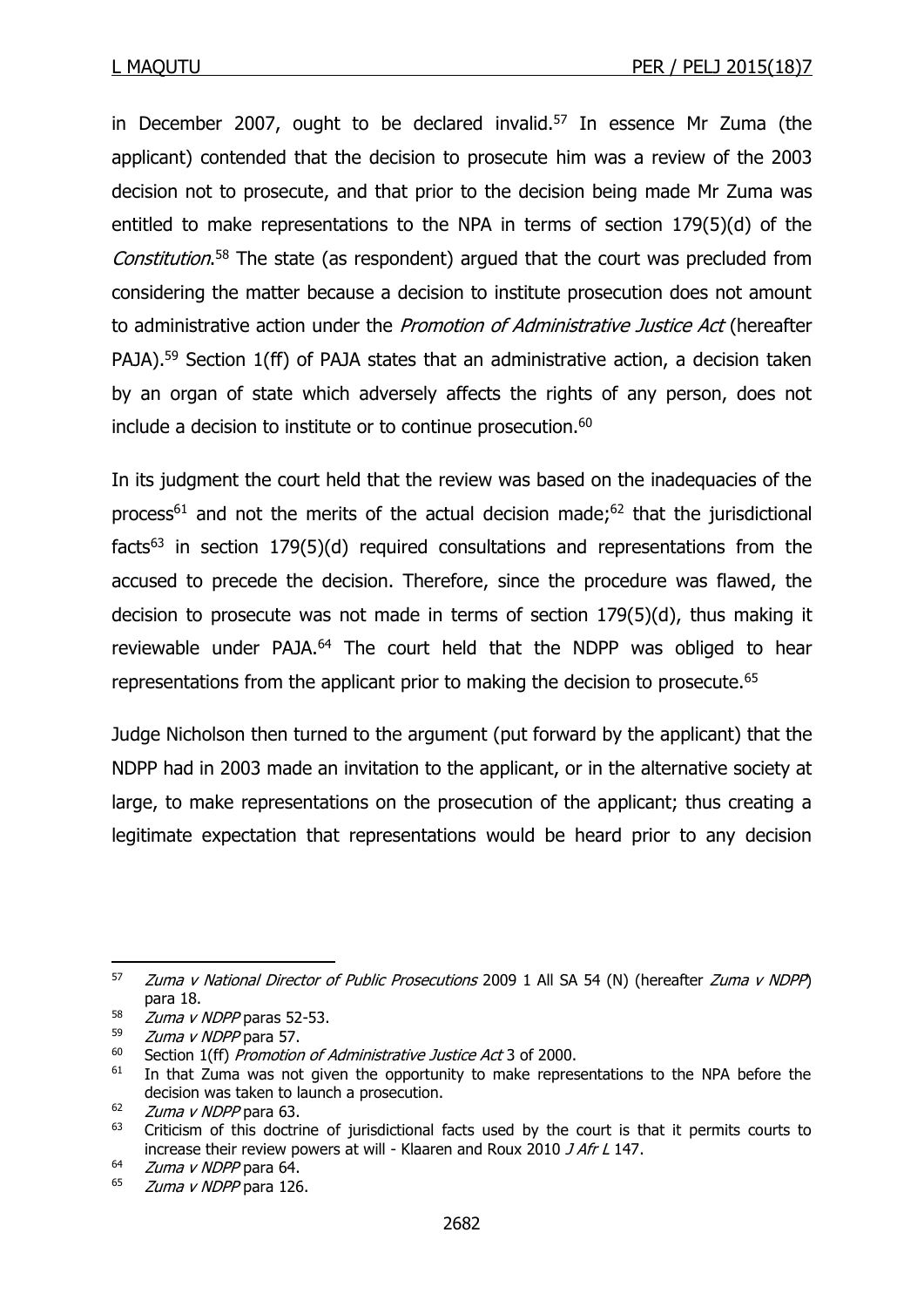in December 2007, ought to be declared invalid.[57] In essence Mr Zuma (the applicant) contended that the decision to prosecute him was a review of the 2003 decision not to prosecute, and that prior to the decision being made Mr Zuma was entitled to make representations to the NPA in terms of section 179(5)(d) of the *Constitution*.[58] The state (as respondent) argued that the court was precluded from considering the matter because a decision to institute prosecution does not amount to administrative action under the *Promotion of Administrative Justice Act* (hereafter PAJA).[59] Section 1(ff) of PAJA states that an administrative action, a decision taken by an organ of state which adversely affects the rights of any person, does not include a decision to institute or to continue prosecution.[60]

In its judgment the court held that the review was based on the inadequacies of the process[61] and not the merits of the actual decision made;[62] that the jurisdictional facts[63] in section 179(5)(d) required consultations and representations from the accused to precede the decision. Therefore, since the procedure was flawed, the decision to prosecute was not made in terms of section 179(5)(d), thus making it reviewable under PAJA.[64] The court held that the NDPP was obliged to hear representations from the applicant prior to making the decision to prosecute.[65]

Judge Nicholson then turned to the argument (put forward by the applicant) that the NDPP had in 2003 made an invitation to the applicant, or in the alternative society at large, to make representations on the prosecution of the applicant; thus creating a legitimate expectation that representations would be heard prior to any decision

---

[57] *Zuma v National Director of Public Prosecutions* 2009 1 All SA 54 (N) (hereafter *Zuma v NDPP*) para 18.

[58] *Zuma v NDPP* paras 52-53.

[59] *Zuma v NDPP* para 57.

[60] Section 1(ff) *Promotion of Administrative Justice Act* 3 of 2000.

[61] In that Zuma was not given the opportunity to make representations to the NPA before the decision was taken to launch a prosecution.

[62] *Zuma v NDPP* para 63.

[63] Criticism of this doctrine of jurisdictional facts used by the court is that it permits courts to increase their review powers at will - Klaaren and Roux 2010 *J Afr L* 147.

[64] *Zuma v NDPP* para 64.

[65] *Zuma v NDPP* para 126.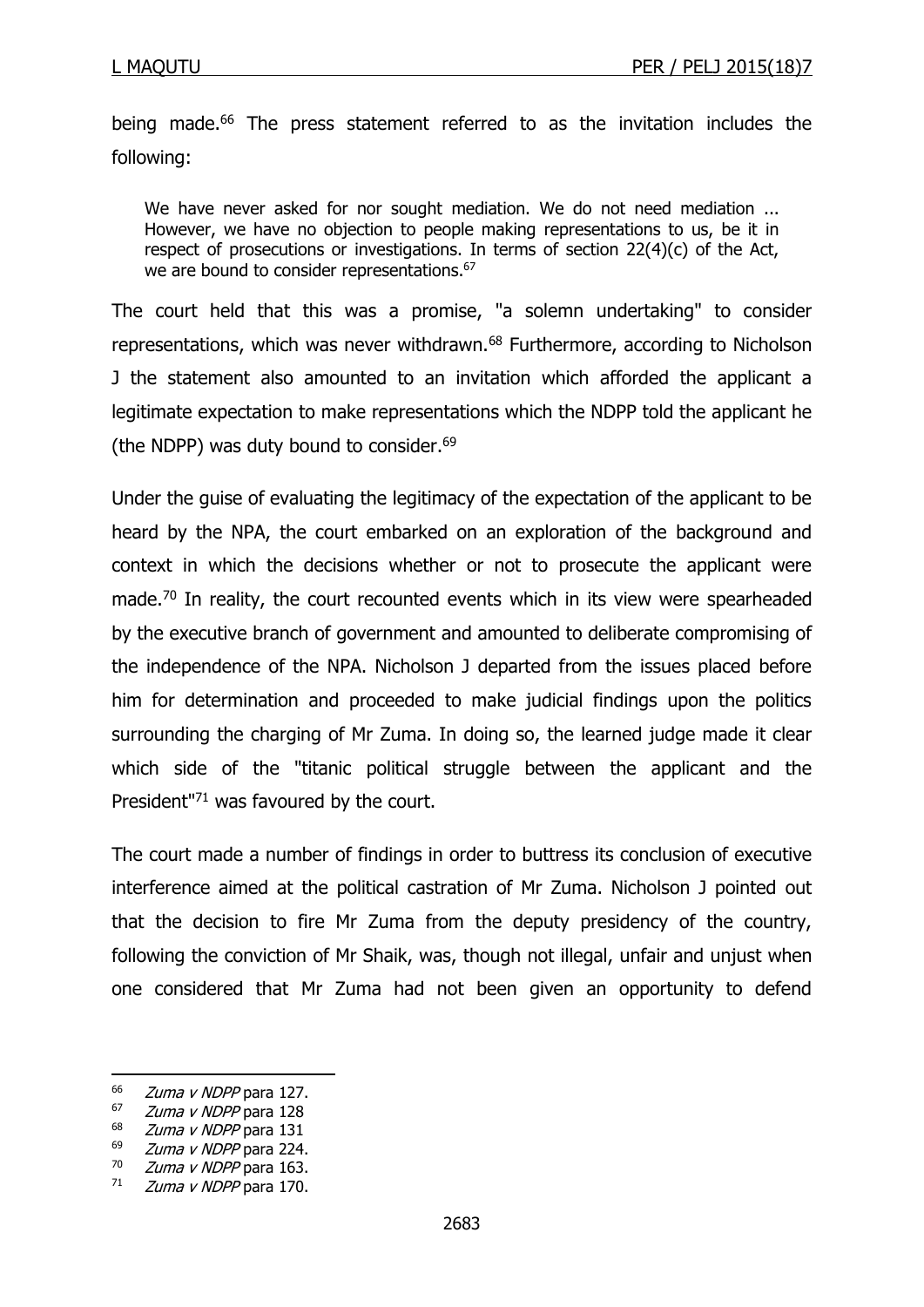being made.[66] The press statement referred to as the invitation includes the following:

> We have never asked for nor sought mediation. We do not need mediation ... However, we have no objection to people making representations to us, be it in respect of prosecutions or investigations. In terms of section 22(4)(c) of the Act, we are bound to consider representations.[67]

The court held that this was a promise, "a solemn undertaking" to consider representations, which was never withdrawn.[68] Furthermore, according to Nicholson J the statement also amounted to an invitation which afforded the applicant a legitimate expectation to make representations which the NDPP told the applicant he (the NDPP) was duty bound to consider.[69]

Under the guise of evaluating the legitimacy of the expectation of the applicant to be heard by the NPA, the court embarked on an exploration of the background and context in which the decisions whether or not to prosecute the applicant were made.[70] In reality, the court recounted events which in its view were spearheaded by the executive branch of government and amounted to deliberate compromising of the independence of the NPA. Nicholson J departed from the issues placed before him for determination and proceeded to make judicial findings upon the politics surrounding the charging of Mr Zuma. In doing so, the learned judge made it clear which side of the "titanic political struggle between the applicant and the President"[71] was favoured by the court.

The court made a number of findings in order to buttress its conclusion of executive interference aimed at the political castration of Mr Zuma. Nicholson J pointed out that the decision to fire Mr Zuma from the deputy presidency of the country, following the conviction of Mr Shaik, was, though not illegal, unfair and unjust when one considered that Mr Zuma had not been given an opportunity to defend

---

[66] *Zuma v NDPP* para 127.

[67] *Zuma v NDPP* para 128

[68] *Zuma v NDPP* para 131

[69] *Zuma v NDPP* para 224.

[70] *Zuma v NDPP* para 163.

[71] *Zuma v NDPP* para 170.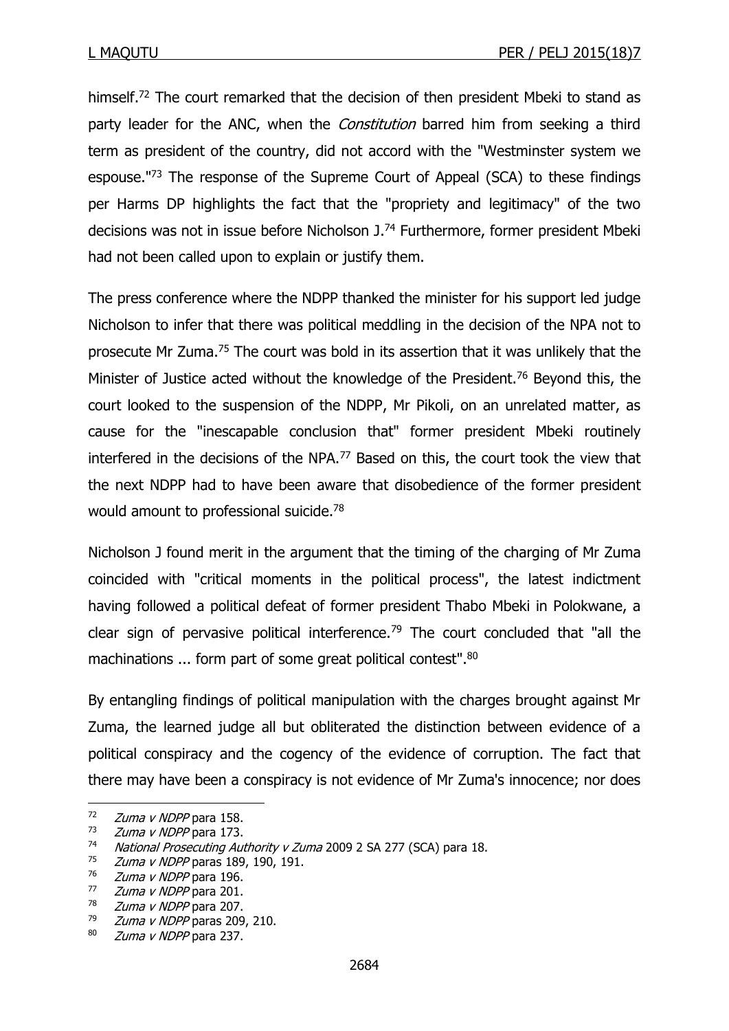himself.[72] The court remarked that the decision of then president Mbeki to stand as party leader for the ANC, when the *Constitution* barred him from seeking a third term as president of the country, did not accord with the "Westminster system we espouse."[73] The response of the Supreme Court of Appeal (SCA) to these findings per Harms DP highlights the fact that the "propriety and legitimacy" of the two decisions was not in issue before Nicholson J.[74] Furthermore, former president Mbeki had not been called upon to explain or justify them.

The press conference where the NDPP thanked the minister for his support led judge Nicholson to infer that there was political meddling in the decision of the NPA not to prosecute Mr Zuma.[75] The court was bold in its assertion that it was unlikely that the Minister of Justice acted without the knowledge of the President.[76] Beyond this, the court looked to the suspension of the NDPP, Mr Pikoli, on an unrelated matter, as cause for the "inescapable conclusion that" former president Mbeki routinely interfered in the decisions of the NPA.[77] Based on this, the court took the view that the next NDPP had to have been aware that disobedience of the former president would amount to professional suicide.[78]

Nicholson J found merit in the argument that the timing of the charging of Mr Zuma coincided with "critical moments in the political process", the latest indictment having followed a political defeat of former president Thabo Mbeki in Polokwane, a clear sign of pervasive political interference.[79] The court concluded that "all the machinations ... form part of some great political contest".[80]

By entangling findings of political manipulation with the charges brought against Mr Zuma, the learned judge all but obliterated the distinction between evidence of a political conspiracy and the cogency of the evidence of corruption. The fact that there may have been a conspiracy is not evidence of Mr Zuma's innocence; nor does

---

[72] *Zuma v NDPP* para 158.
[73] *Zuma v NDPP* para 173.
[74] *National Prosecuting Authority v Zuma* 2009 2 SA 277 (SCA) para 18.
[75] *Zuma v NDPP* paras 189, 190, 191.
[76] *Zuma v NDPP* para 196.
[77] *Zuma v NDPP* para 201.
[78] *Zuma v NDPP* para 207.
[79] *Zuma v NDPP* paras 209, 210.
[80] *Zuma v NDPP* para 237.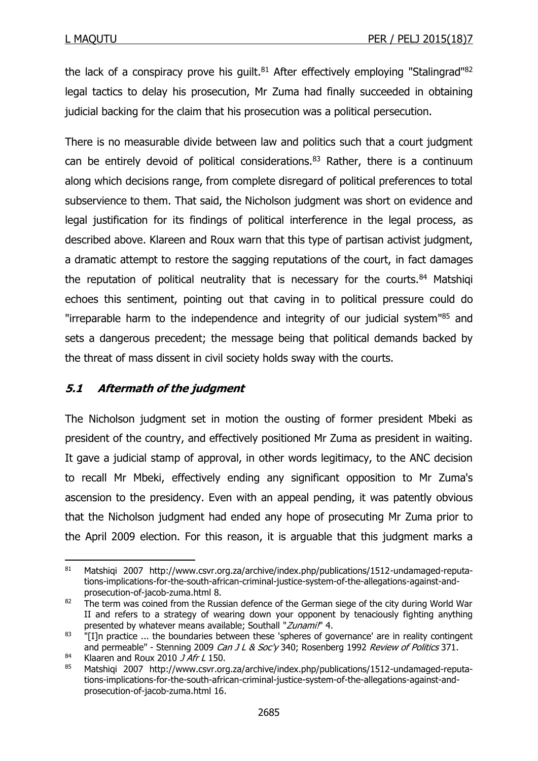the lack of a conspiracy prove his guilt.[81] After effectively employing "Stalingrad"[82] legal tactics to delay his prosecution, Mr Zuma had finally succeeded in obtaining judicial backing for the claim that his prosecution was a political persecution.

There is no measurable divide between law and politics such that a court judgment can be entirely devoid of political considerations.[83] Rather, there is a continuum along which decisions range, from complete disregard of political preferences to total subservience to them. That said, the Nicholson judgment was short on evidence and legal justification for its findings of political interference in the legal process, as described above. Klareen and Roux warn that this type of partisan activist judgment, a dramatic attempt to restore the sagging reputations of the court, in fact damages the reputation of political neutrality that is necessary for the courts.[84] Matshiqi echoes this sentiment, pointing out that caving in to political pressure could do "irreparable harm to the independence and integrity of our judicial system"[85] and sets a dangerous precedent; the message being that political demands backed by the threat of mass dissent in civil society holds sway with the courts.

### *5.1 Aftermath of the judgment*

The Nicholson judgment set in motion the ousting of former president Mbeki as president of the country, and effectively positioned Mr Zuma as president in waiting. It gave a judicial stamp of approval, in other words legitimacy, to the ANC decision to recall Mr Mbeki, effectively ending any significant opposition to Mr Zuma's ascension to the presidency. Even with an appeal pending, it was patently obvious that the Nicholson judgment had ended any hope of prosecuting Mr Zuma prior to the April 2009 election. For this reason, it is arguable that this judgment marks a

---

[81] Matshiqi 2007 http://www.csvr.org.za/archive/index.php/publications/1512-undamaged-reputations-implications-for-the-south-african-criminal-justice-system-of-the-allegations-against-and-prosecution-of-jacob-zuma.html 8.

[82] The term was coined from the Russian defence of the German siege of the city during World War II and refers to a strategy of wearing down your opponent by tenaciously fighting anything presented by whatever means available; Southall "*Zunami!*" 4.

[83] "[I]n practice ... the boundaries between these 'spheres of governance' are in reality contingent and permeable" - Stenning 2009 *Can J L & Soc'y* 340; Rosenberg 1992 *Review of Politics* 371.

[84] Klaaren and Roux 2010 *J Afr L* 150.

[85] Matshiqi 2007 http://www.csvr.org.za/archive/index.php/publications/1512-undamaged-reputations-implications-for-the-south-african-criminal-justice-system-of-the-allegations-against-and-prosecution-of-jacob-zuma.html 16.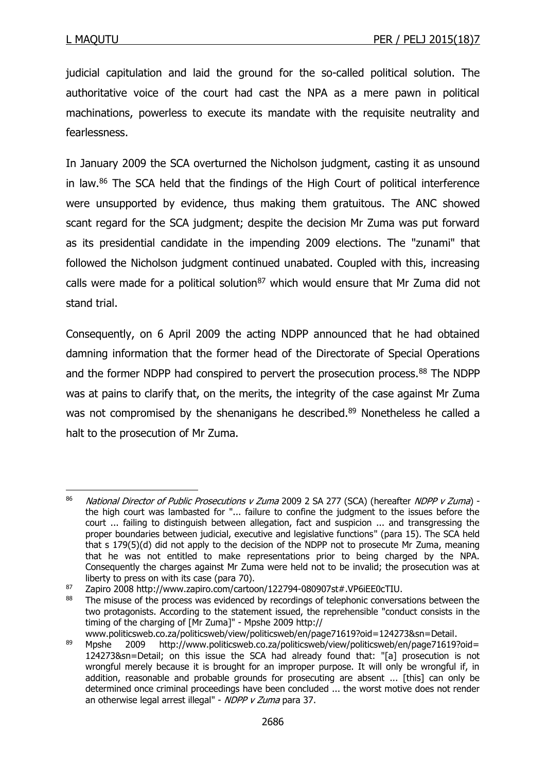judicial capitulation and laid the ground for the so-called political solution. The authoritative voice of the court had cast the NPA as a mere pawn in political machinations, powerless to execute its mandate with the requisite neutrality and fearlessness.

In January 2009 the SCA overturned the Nicholson judgment, casting it as unsound in law.[86] The SCA held that the findings of the High Court of political interference were unsupported by evidence, thus making them gratuitous. The ANC showed scant regard for the SCA judgment; despite the decision Mr Zuma was put forward as its presidential candidate in the impending 2009 elections. The "zunami" that followed the Nicholson judgment continued unabated. Coupled with this, increasing calls were made for a political solution[87] which would ensure that Mr Zuma did not stand trial.

Consequently, on 6 April 2009 the acting NDPP announced that he had obtained damning information that the former head of the Directorate of Special Operations and the former NDPP had conspired to pervert the prosecution process.[88] The NDPP was at pains to clarify that, on the merits, the integrity of the case against Mr Zuma was not compromised by the shenanigans he described.[89] Nonetheless he called a halt to the prosecution of Mr Zuma.

---

[86] *National Director of Public Prosecutions v Zuma* 2009 2 SA 277 (SCA) (hereafter *NDPP v Zuma*) - the high court was lambasted for "... failure to confine the judgment to the issues before the court ... failing to distinguish between allegation, fact and suspicion ... and transgressing the proper boundaries between judicial, executive and legislative functions" (para 15). The SCA held that s 179(5)(d) did not apply to the decision of the NDPP not to prosecute Mr Zuma, meaning that he was not entitled to make representations prior to being charged by the NPA. Consequently the charges against Mr Zuma were held not to be invalid; the prosecution was at liberty to press on with its case (para 70).

[87] Zapiro 2008 http://www.zapiro.com/cartoon/122794-080907st#.VP6iEE0cTIU.

[88] The misuse of the process was evidenced by recordings of telephonic conversations between the two protagonists. According to the statement issued, the reprehensible "conduct consists in the timing of the charging of [Mr Zuma]" - Mpshe 2009 http://www.politicsweb.co.za/politicsweb/view/politicsweb/en/page71619?oid=124273&sn=Detail.

[89] Mpshe 2009 http://www.politicsweb.co.za/politicsweb/view/politicsweb/en/page71619?oid=124273&sn=Detail; on this issue the SCA had already found that: "[a] prosecution is not wrongful merely because it is brought for an improper purpose. It will only be wrongful if, in addition, reasonable and probable grounds for prosecuting are absent ... [this] can only be determined once criminal proceedings have been concluded ... the worst motive does not render an otherwise legal arrest illegal" - *NDPP v Zuma* para 37.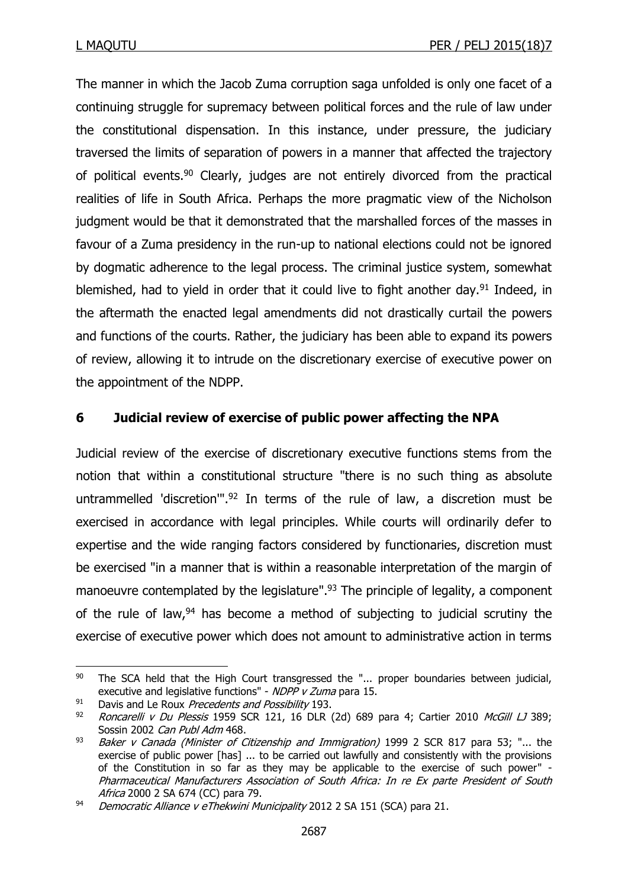The manner in which the Jacob Zuma corruption saga unfolded is only one facet of a continuing struggle for supremacy between political forces and the rule of law under the constitutional dispensation. In this instance, under pressure, the judiciary traversed the limits of separation of powers in a manner that affected the trajectory of political events.[90] Clearly, judges are not entirely divorced from the practical realities of life in South Africa. Perhaps the more pragmatic view of the Nicholson judgment would be that it demonstrated that the marshalled forces of the masses in favour of a Zuma presidency in the run-up to national elections could not be ignored by dogmatic adherence to the legal process. The criminal justice system, somewhat blemished, had to yield in order that it could live to fight another day.[91] Indeed, in the aftermath the enacted legal amendments did not drastically curtail the powers and functions of the courts. Rather, the judiciary has been able to expand its powers of review, allowing it to intrude on the discretionary exercise of executive power on the appointment of the NDPP.

## 6 Judicial review of exercise of public power affecting the NPA

Judicial review of the exercise of discretionary executive functions stems from the notion that within a constitutional structure "there is no such thing as absolute untrammelled 'discretion'".[92] In terms of the rule of law, a discretion must be exercised in accordance with legal principles. While courts will ordinarily defer to expertise and the wide ranging factors considered by functionaries, discretion must be exercised "in a manner that is within a reasonable interpretation of the margin of manoeuvre contemplated by the legislature".[93] The principle of legality, a component of the rule of law,[94] has become a method of subjecting to judicial scrutiny the exercise of executive power which does not amount to administrative action in terms

---

90 The SCA held that the High Court transgressed the "... proper boundaries between judicial, executive and legislative functions" - *NDPP v Zuma* para 15.

91 Davis and Le Roux *Precedents and Possibility* 193.

92 *Roncarelli v Du Plessis* 1959 SCR 121, 16 DLR (2d) 689 para 4; Cartier 2010 *McGill LJ* 389; Sossin 2002 *Can Publ Adm* 468.

93 *Baker v Canada (Minister of Citizenship and Immigration)* 1999 2 SCR 817 para 53; "... the exercise of public power [has] ... to be carried out lawfully and consistently with the provisions of the Constitution in so far as they may be applicable to the exercise of such power" - *Pharmaceutical Manufacturers Association of South Africa: In re Ex parte President of South Africa* 2000 2 SA 674 (CC) para 79.

94 *Democratic Alliance v eThekwini Municipality* 2012 2 SA 151 (SCA) para 21.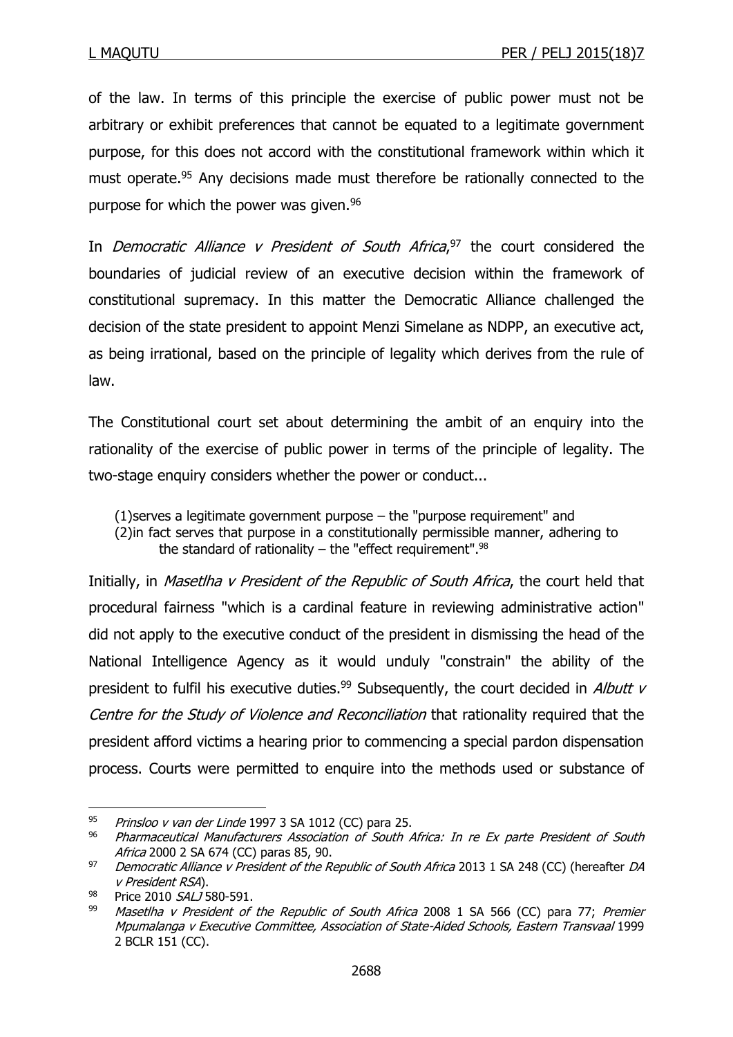of the law. In terms of this principle the exercise of public power must not be arbitrary or exhibit preferences that cannot be equated to a legitimate government purpose, for this does not accord with the constitutional framework within which it must operate.[95] Any decisions made must therefore be rationally connected to the purpose for which the power was given.[96]

In *Democratic Alliance v President of South Africa*,[97] the court considered the boundaries of judicial review of an executive decision within the framework of constitutional supremacy. In this matter the Democratic Alliance challenged the decision of the state president to appoint Menzi Simelane as NDPP, an executive act, as being irrational, based on the principle of legality which derives from the rule of law.

The Constitutional court set about determining the ambit of an enquiry into the rationality of the exercise of public power in terms of the principle of legality. The two-stage enquiry considers whether the power or conduct...

> (1)serves a legitimate government purpose – the "purpose requirement" and
> (2)in fact serves that purpose in a constitutionally permissible manner, adhering to the standard of rationality – the "effect requirement".[98]

Initially, in *Masetlha v President of the Republic of South Africa*, the court held that procedural fairness "which is a cardinal feature in reviewing administrative action" did not apply to the executive conduct of the president in dismissing the head of the National Intelligence Agency as it would unduly "constrain" the ability of the president to fulfil his executive duties.[99] Subsequently, the court decided in *Albutt v Centre for the Study of Violence and Reconciliation* that rationality required that the president afford victims a hearing prior to commencing a special pardon dispensation process. Courts were permitted to enquire into the methods used or substance of

---

[95] *Prinsloo v van der Linde* 1997 3 SA 1012 (CC) para 25.

[96] *Pharmaceutical Manufacturers Association of South Africa: In re Ex parte President of South Africa* 2000 2 SA 674 (CC) paras 85, 90.

[97] *Democratic Alliance v President of the Republic of South Africa* 2013 1 SA 248 (CC) (hereafter *DA v President RSA*).

[98] Price 2010 *SALJ* 580-591.

[99] *Masetlha v President of the Republic of South Africa* 2008 1 SA 566 (CC) para 77; *Premier Mpumalanga v Executive Committee, Association of State-Aided Schools, Eastern Transvaal* 1999 2 BCLR 151 (CC).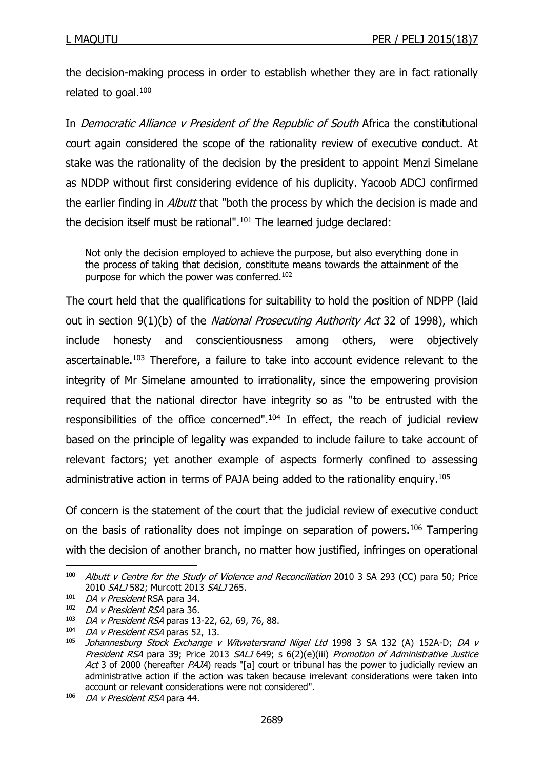the decision-making process in order to establish whether they are in fact rationally related to goal.[100]

In *Democratic Alliance v President of the Republic of South* Africa the constitutional court again considered the scope of the rationality review of executive conduct. At stake was the rationality of the decision by the president to appoint Menzi Simelane as NDDP without first considering evidence of his duplicity. Yacoob ADCJ confirmed the earlier finding in *Albutt* that "both the process by which the decision is made and the decision itself must be rational".[101] The learned judge declared:

> Not only the decision employed to achieve the purpose, but also everything done in the process of taking that decision, constitute means towards the attainment of the purpose for which the power was conferred.[102]

The court held that the qualifications for suitability to hold the position of NDPP (laid out in section 9(1)(b) of the *National Prosecuting Authority Act* 32 of 1998), which include honesty and conscientiousness among others, were objectively ascertainable.[103] Therefore, a failure to take into account evidence relevant to the integrity of Mr Simelane amounted to irrationality, since the empowering provision required that the national director have integrity so as "to be entrusted with the responsibilities of the office concerned".[104] In effect, the reach of judicial review based on the principle of legality was expanded to include failure to take account of relevant factors; yet another example of aspects formerly confined to assessing administrative action in terms of PAJA being added to the rationality enquiry.[105]

Of concern is the statement of the court that the judicial review of executive conduct on the basis of rationality does not impinge on separation of powers.[106] Tampering with the decision of another branch, no matter how justified, infringes on operational

---

[100] *Albutt v Centre for the Study of Violence and Reconciliation* 2010 3 SA 293 (CC) para 50; Price 2010 *SALJ* 582; Murcott 2013 *SALJ* 265.

[101] *DA v President* RSA para 34.

[102] *DA v President RSA* para 36.

[103] *DA v President RSA* paras 13-22, 62, 69, 76, 88.

[104] *DA v President RSA* paras 52, 13.

[105] *Johannesburg Stock Exchange v Witwatersrand Nigel Ltd* 1998 3 SA 132 (A) 152A-D; *DA v President RSA* para 39; Price 2013 *SALJ* 649; s 6(2)(e)(iii) *Promotion of Administrative Justice Act* 3 of 2000 (hereafter *PAJA*) reads "[a] court or tribunal has the power to judicially review an administrative action if the action was taken because irrelevant considerations were taken into account or relevant considerations were not considered".

[106] *DA v President RSA* para 44.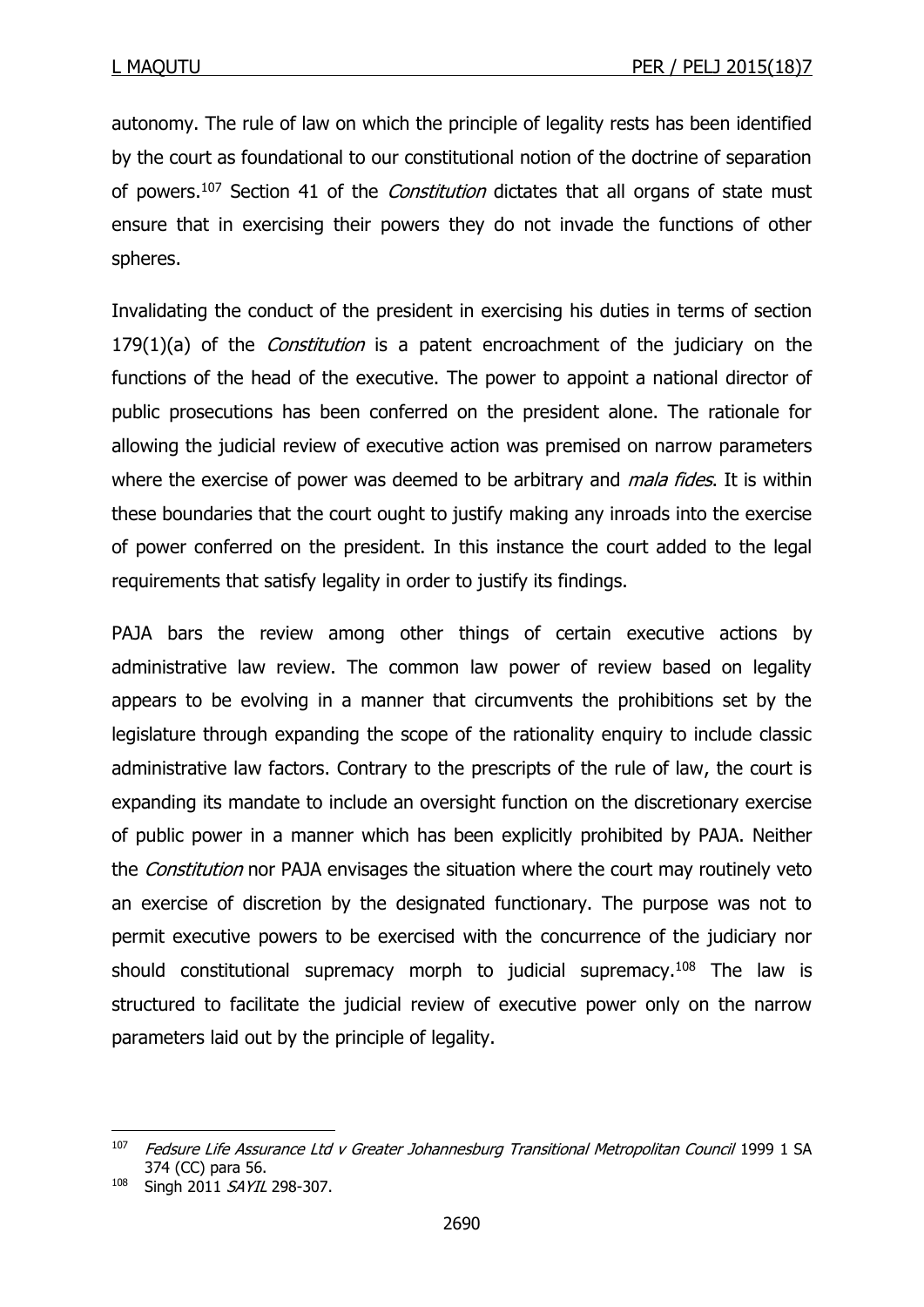autonomy. The rule of law on which the principle of legality rests has been identified by the court as foundational to our constitutional notion of the doctrine of separation of powers.[107] Section 41 of the *Constitution* dictates that all organs of state must ensure that in exercising their powers they do not invade the functions of other spheres.

Invalidating the conduct of the president in exercising his duties in terms of section 179(1)(a) of the *Constitution* is a patent encroachment of the judiciary on the functions of the head of the executive. The power to appoint a national director of public prosecutions has been conferred on the president alone. The rationale for allowing the judicial review of executive action was premised on narrow parameters where the exercise of power was deemed to be arbitrary and *mala fides*. It is within these boundaries that the court ought to justify making any inroads into the exercise of power conferred on the president. In this instance the court added to the legal requirements that satisfy legality in order to justify its findings.

PAJA bars the review among other things of certain executive actions by administrative law review. The common law power of review based on legality appears to be evolving in a manner that circumvents the prohibitions set by the legislature through expanding the scope of the rationality enquiry to include classic administrative law factors. Contrary to the prescripts of the rule of law, the court is expanding its mandate to include an oversight function on the discretionary exercise of public power in a manner which has been explicitly prohibited by PAJA. Neither the *Constitution* nor PAJA envisages the situation where the court may routinely veto an exercise of discretion by the designated functionary. The purpose was not to permit executive powers to be exercised with the concurrence of the judiciary nor should constitutional supremacy morph to judicial supremacy.[108] The law is structured to facilitate the judicial review of executive power only on the narrow parameters laid out by the principle of legality.

---

[107] *Fedsure Life Assurance Ltd v Greater Johannesburg Transitional Metropolitan Council* 1999 1 SA 374 (CC) para 56.

[108] Singh 2011 *SAYIL* 298-307.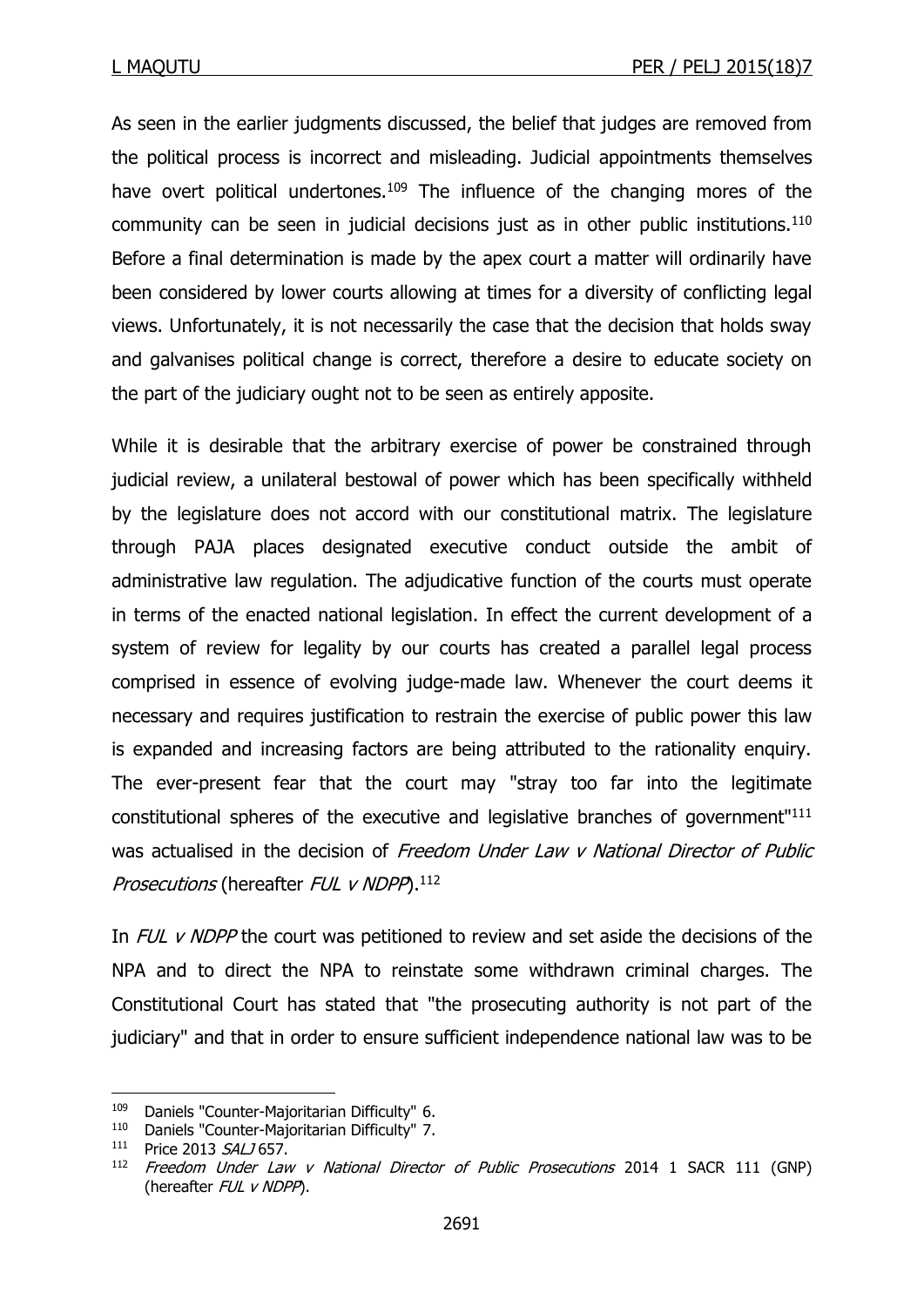As seen in the earlier judgments discussed, the belief that judges are removed from the political process is incorrect and misleading. Judicial appointments themselves have overt political undertones.[109] The influence of the changing mores of the community can be seen in judicial decisions just as in other public institutions.[110] Before a final determination is made by the apex court a matter will ordinarily have been considered by lower courts allowing at times for a diversity of conflicting legal views. Unfortunately, it is not necessarily the case that the decision that holds sway and galvanises political change is correct, therefore a desire to educate society on the part of the judiciary ought not to be seen as entirely apposite.

While it is desirable that the arbitrary exercise of power be constrained through judicial review, a unilateral bestowal of power which has been specifically withheld by the legislature does not accord with our constitutional matrix. The legislature through PAJA places designated executive conduct outside the ambit of administrative law regulation. The adjudicative function of the courts must operate in terms of the enacted national legislation. In effect the current development of a system of review for legality by our courts has created a parallel legal process comprised in essence of evolving judge-made law. Whenever the court deems it necessary and requires justification to restrain the exercise of public power this law is expanded and increasing factors are being attributed to the rationality enquiry. The ever-present fear that the court may "stray too far into the legitimate constitutional spheres of the executive and legislative branches of government"[111] was actualised in the decision of *Freedom Under Law v National Director of Public Prosecutions* (hereafter *FUL v NDPP*).[112]

In *FUL v NDPP* the court was petitioned to review and set aside the decisions of the NPA and to direct the NPA to reinstate some withdrawn criminal charges. The Constitutional Court has stated that "the prosecuting authority is not part of the judiciary" and that in order to ensure sufficient independence national law was to be

---

[109] Daniels "Counter-Majoritarian Difficulty" 6.

[110] Daniels "Counter-Majoritarian Difficulty" 7.

[111] Price 2013 *SALJ* 657.

[112] *Freedom Under Law v National Director of Public Prosecutions* 2014 1 SACR 111 (GNP) (hereafter *FUL v NDPP*).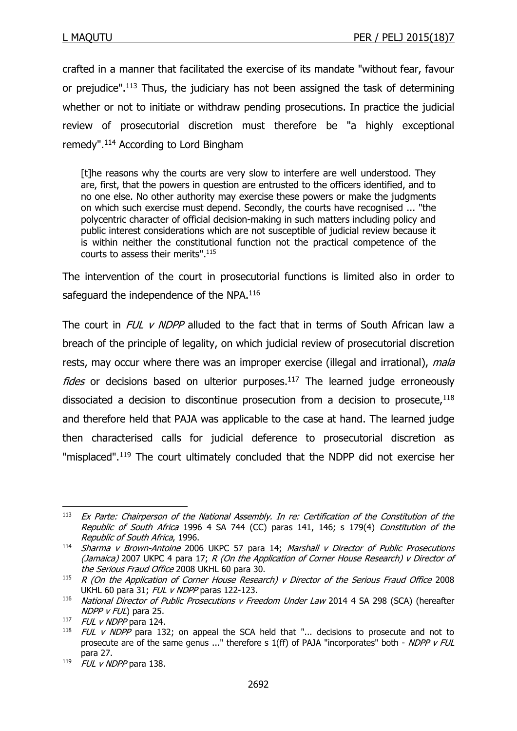crafted in a manner that facilitated the exercise of its mandate "without fear, favour or prejudice".[113] Thus, the judiciary has not been assigned the task of determining whether or not to initiate or withdraw pending prosecutions. In practice the judicial review of prosecutorial discretion must therefore be "a highly exceptional remedy".[114] According to Lord Bingham

> [t]he reasons why the courts are very slow to interfere are well understood. They are, first, that the powers in question are entrusted to the officers identified, and to no one else. No other authority may exercise these powers or make the judgments on which such exercise must depend. Secondly, the courts have recognised ... "the polycentric character of official decision-making in such matters including policy and public interest considerations which are not susceptible of judicial review because it is within neither the constitutional function not the practical competence of the courts to assess their merits".[115]

The intervention of the court in prosecutorial functions is limited also in order to safeguard the independence of the NPA.[116]

The court in *FUL v NDPP* alluded to the fact that in terms of South African law a breach of the principle of legality, on which judicial review of prosecutorial discretion rests, may occur where there was an improper exercise (illegal and irrational), *mala fides* or decisions based on ulterior purposes.[117] The learned judge erroneously dissociated a decision to discontinue prosecution from a decision to prosecute,[118] and therefore held that PAJA was applicable to the case at hand. The learned judge then characterised calls for judicial deference to prosecutorial discretion as "misplaced".[119] The court ultimately concluded that the NDPP did not exercise her

---

[113] *Ex Parte: Chairperson of the National Assembly. In re: Certification of the Constitution of the Republic of South Africa* 1996 4 SA 744 (CC) paras 141, 146; s 179(4) *Constitution of the Republic of South Africa*, 1996.

[114] *Sharma v Brown-Antoine* 2006 UKPC 57 para 14; *Marshall v Director of Public Prosecutions (Jamaica)* 2007 UKPC 4 para 17; *R (On the Application of Corner House Research) v Director of the Serious Fraud Office* 2008 UKHL 60 para 30.

[115] *R (On the Application of Corner House Research) v Director of the Serious Fraud Office* 2008 UKHL 60 para 31; *FUL v NDPP* paras 122-123.

[116] *National Director of Public Prosecutions v Freedom Under Law* 2014 4 SA 298 (SCA) (hereafter *NDPP v FUL*) para 25.

[117] *FUL v NDPP* para 124.

[118] *FUL v NDPP* para 132; on appeal the SCA held that "... decisions to prosecute and not to prosecute are of the same genus ..." therefore s 1(ff) of PAJA "incorporates" both - *NDPP v FUL* para 27.

[119] *FUL v NDPP* para 138.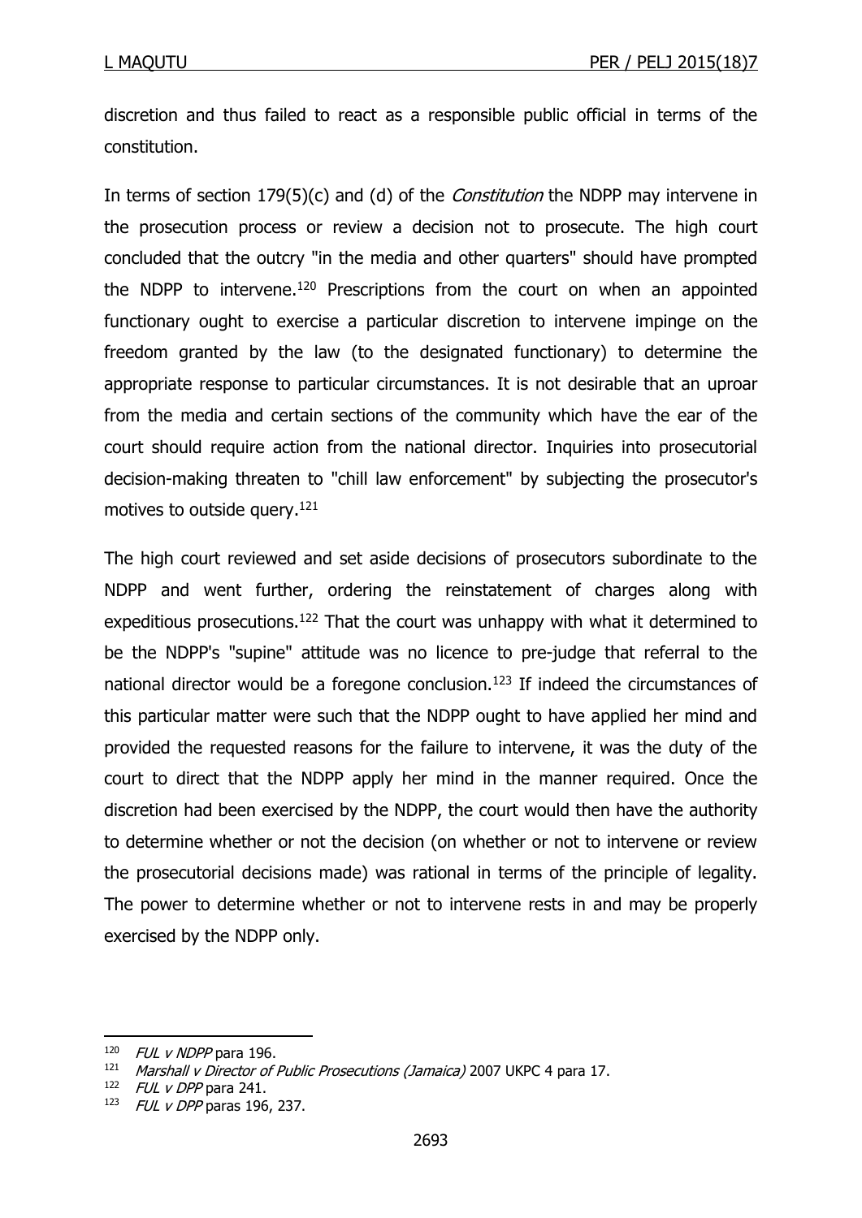discretion and thus failed to react as a responsible public official in terms of the constitution.

In terms of section 179(5)(c) and (d) of the *Constitution* the NDPP may intervene in the prosecution process or review a decision not to prosecute. The high court concluded that the outcry "in the media and other quarters" should have prompted the NDPP to intervene.[120] Prescriptions from the court on when an appointed functionary ought to exercise a particular discretion to intervene impinge on the freedom granted by the law (to the designated functionary) to determine the appropriate response to particular circumstances. It is not desirable that an uproar from the media and certain sections of the community which have the ear of the court should require action from the national director. Inquiries into prosecutorial decision-making threaten to "chill law enforcement" by subjecting the prosecutor's motives to outside query.[121]

The high court reviewed and set aside decisions of prosecutors subordinate to the NDPP and went further, ordering the reinstatement of charges along with expeditious prosecutions.[122] That the court was unhappy with what it determined to be the NDPP's "supine" attitude was no licence to pre-judge that referral to the national director would be a foregone conclusion.[123] If indeed the circumstances of this particular matter were such that the NDPP ought to have applied her mind and provided the requested reasons for the failure to intervene, it was the duty of the court to direct that the NDPP apply her mind in the manner required. Once the discretion had been exercised by the NDPP, the court would then have the authority to determine whether or not the decision (on whether or not to intervene or review the prosecutorial decisions made) was rational in terms of the principle of legality. The power to determine whether or not to intervene rests in and may be properly exercised by the NDPP only.

---

[120] *FUL v NDPP* para 196.

[121] *Marshall v Director of Public Prosecutions (Jamaica)* 2007 UKPC 4 para 17.

[122] *FUL v DPP* para 241.

[123] *FUL v DPP* paras 196, 237.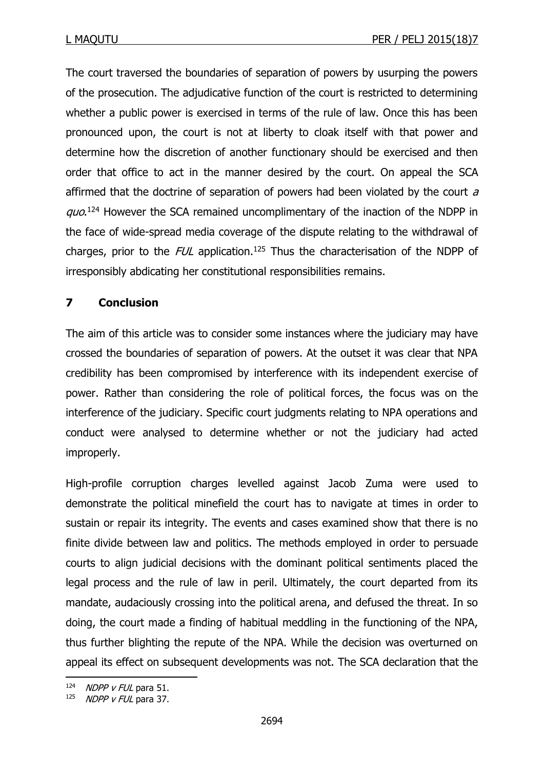The court traversed the boundaries of separation of powers by usurping the powers of the prosecution. The adjudicative function of the court is restricted to determining whether a public power is exercised in terms of the rule of law. Once this has been pronounced upon, the court is not at liberty to cloak itself with that power and determine how the discretion of another functionary should be exercised and then order that office to act in the manner desired by the court. On appeal the SCA affirmed that the doctrine of separation of powers had been violated by the court *a quo*.[124] However the SCA remained uncomplimentary of the inaction of the NDPP in the face of wide-spread media coverage of the dispute relating to the withdrawal of charges, prior to the *FUL* application.[125] Thus the characterisation of the NDPP of irresponsibly abdicating her constitutional responsibilities remains.

## 7 Conclusion

The aim of this article was to consider some instances where the judiciary may have crossed the boundaries of separation of powers. At the outset it was clear that NPA credibility has been compromised by interference with its independent exercise of power. Rather than considering the role of political forces, the focus was on the interference of the judiciary. Specific court judgments relating to NPA operations and conduct were analysed to determine whether or not the judiciary had acted improperly.

High-profile corruption charges levelled against Jacob Zuma were used to demonstrate the political minefield the court has to navigate at times in order to sustain or repair its integrity. The events and cases examined show that there is no finite divide between law and politics. The methods employed in order to persuade courts to align judicial decisions with the dominant political sentiments placed the legal process and the rule of law in peril. Ultimately, the court departed from its mandate, audaciously crossing into the political arena, and defused the threat. In so doing, the court made a finding of habitual meddling in the functioning of the NPA, thus further blighting the repute of the NPA. While the decision was overturned on appeal its effect on subsequent developments was not. The SCA declaration that the

---

[124] *NDPP v FUL* para 51.

[125] *NDPP v FUL* para 37.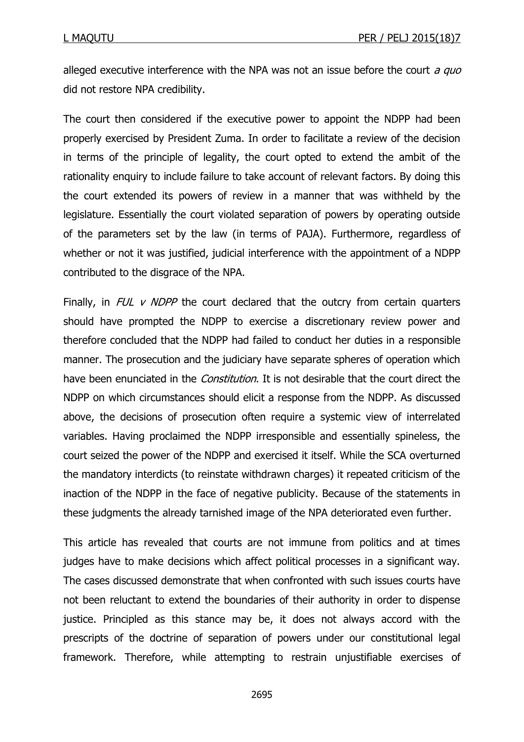alleged executive interference with the NPA was not an issue before the court *a quo* did not restore NPA credibility.

The court then considered if the executive power to appoint the NDPP had been properly exercised by President Zuma. In order to facilitate a review of the decision in terms of the principle of legality, the court opted to extend the ambit of the rationality enquiry to include failure to take account of relevant factors. By doing this the court extended its powers of review in a manner that was withheld by the legislature. Essentially the court violated separation of powers by operating outside of the parameters set by the law (in terms of PAJA). Furthermore, regardless of whether or not it was justified, judicial interference with the appointment of a NDPP contributed to the disgrace of the NPA.

Finally, in *FUL v NDPP* the court declared that the outcry from certain quarters should have prompted the NDPP to exercise a discretionary review power and therefore concluded that the NDPP had failed to conduct her duties in a responsible manner. The prosecution and the judiciary have separate spheres of operation which have been enunciated in the *Constitution*. It is not desirable that the court direct the NDPP on which circumstances should elicit a response from the NDPP. As discussed above, the decisions of prosecution often require a systemic view of interrelated variables. Having proclaimed the NDPP irresponsible and essentially spineless, the court seized the power of the NDPP and exercised it itself. While the SCA overturned the mandatory interdicts (to reinstate withdrawn charges) it repeated criticism of the inaction of the NDPP in the face of negative publicity. Because of the statements in these judgments the already tarnished image of the NPA deteriorated even further.

This article has revealed that courts are not immune from politics and at times judges have to make decisions which affect political processes in a significant way. The cases discussed demonstrate that when confronted with such issues courts have not been reluctant to extend the boundaries of their authority in order to dispense justice. Principled as this stance may be, it does not always accord with the prescripts of the doctrine of separation of powers under our constitutional legal framework. Therefore, while attempting to restrain unjustifiable exercises of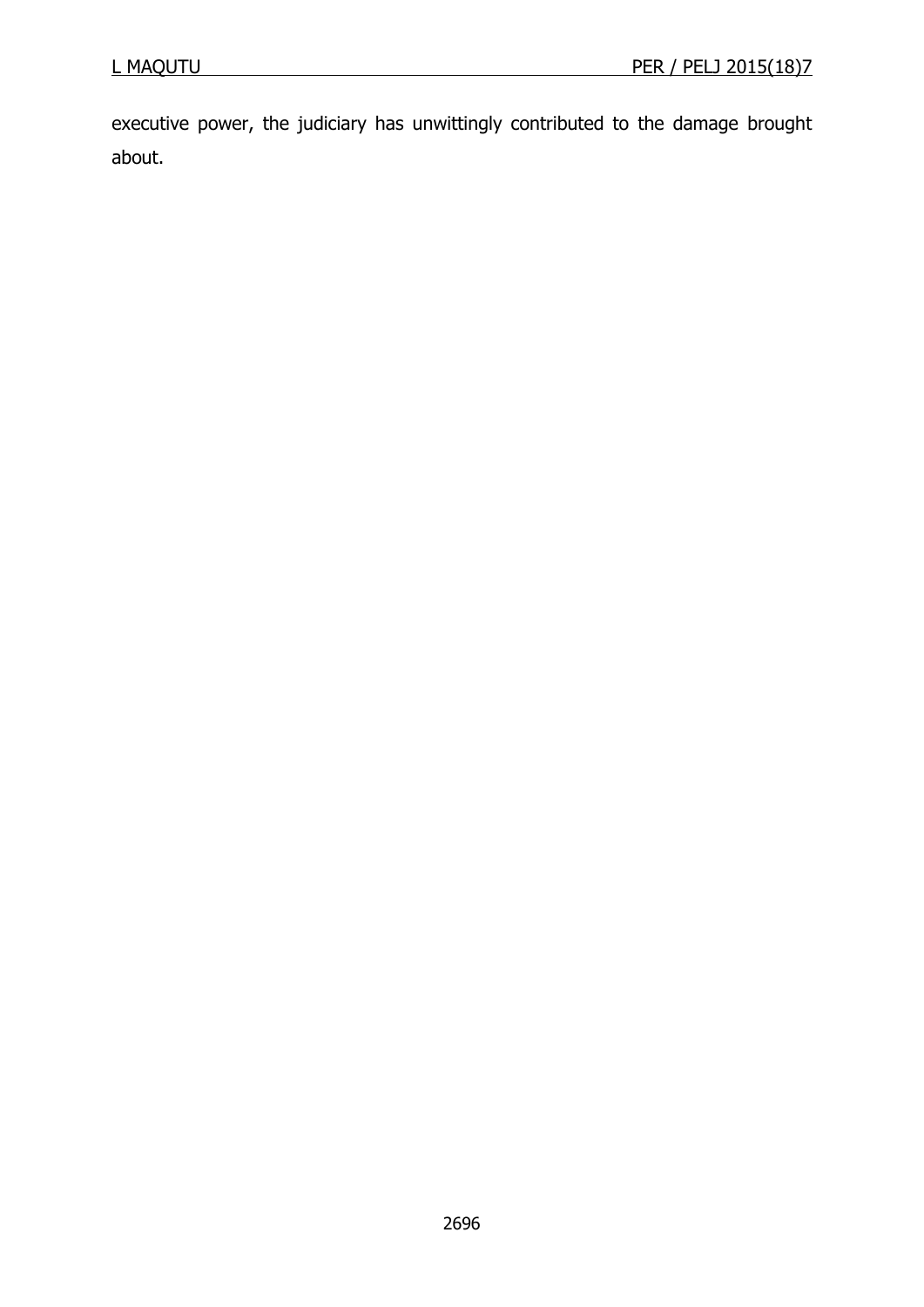executive power, the judiciary has unwittingly contributed to the damage brought about.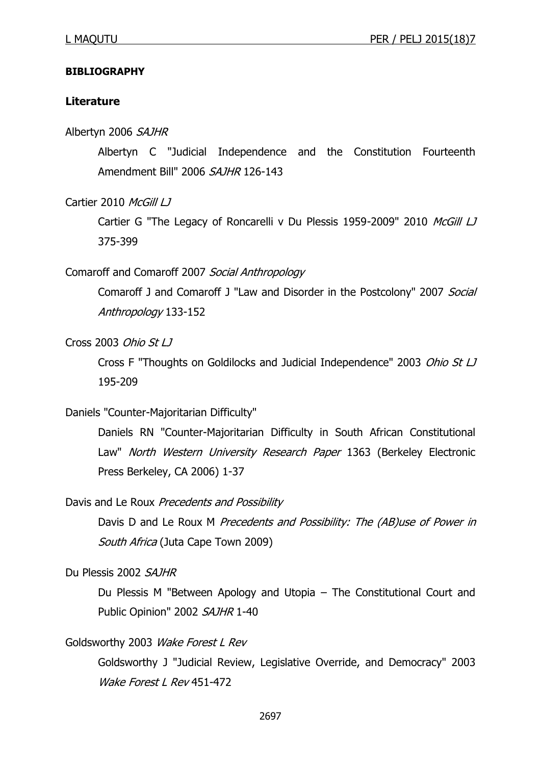**BIBLIOGRAPHY**

**Literature**

Albertyn 2006 *SAJHR*

Albertyn C "Judicial Independence and the Constitution Fourteenth Amendment Bill" 2006 *SAJHR* 126-143

Cartier 2010 *McGill LJ*

Cartier G "The Legacy of Roncarelli v Du Plessis 1959-2009" 2010 *McGill LJ* 375-399

Comaroff and Comaroff 2007 *Social Anthropology*

Comaroff J and Comaroff J "Law and Disorder in the Postcolony" 2007 *Social Anthropology* 133-152

Cross 2003 *Ohio St LJ*

Cross F "Thoughts on Goldilocks and Judicial Independence" 2003 *Ohio St LJ* 195-209

Daniels "Counter-Majoritarian Difficulty"

Daniels RN "Counter-Majoritarian Difficulty in South African Constitutional Law" *North Western University Research Paper* 1363 (Berkeley Electronic Press Berkeley, CA 2006) 1-37

Davis and Le Roux *Precedents and Possibility*

Davis D and Le Roux M *Precedents and Possibility: The (AB)use of Power in South Africa* (Juta Cape Town 2009)

Du Plessis 2002 *SAJHR*

Du Plessis M "Between Apology and Utopia – The Constitutional Court and Public Opinion" 2002 *SAJHR* 1-40

Goldsworthy 2003 *Wake Forest L Rev*

Goldsworthy J "Judicial Review, Legislative Override, and Democracy" 2003 *Wake Forest L Rev* 451-472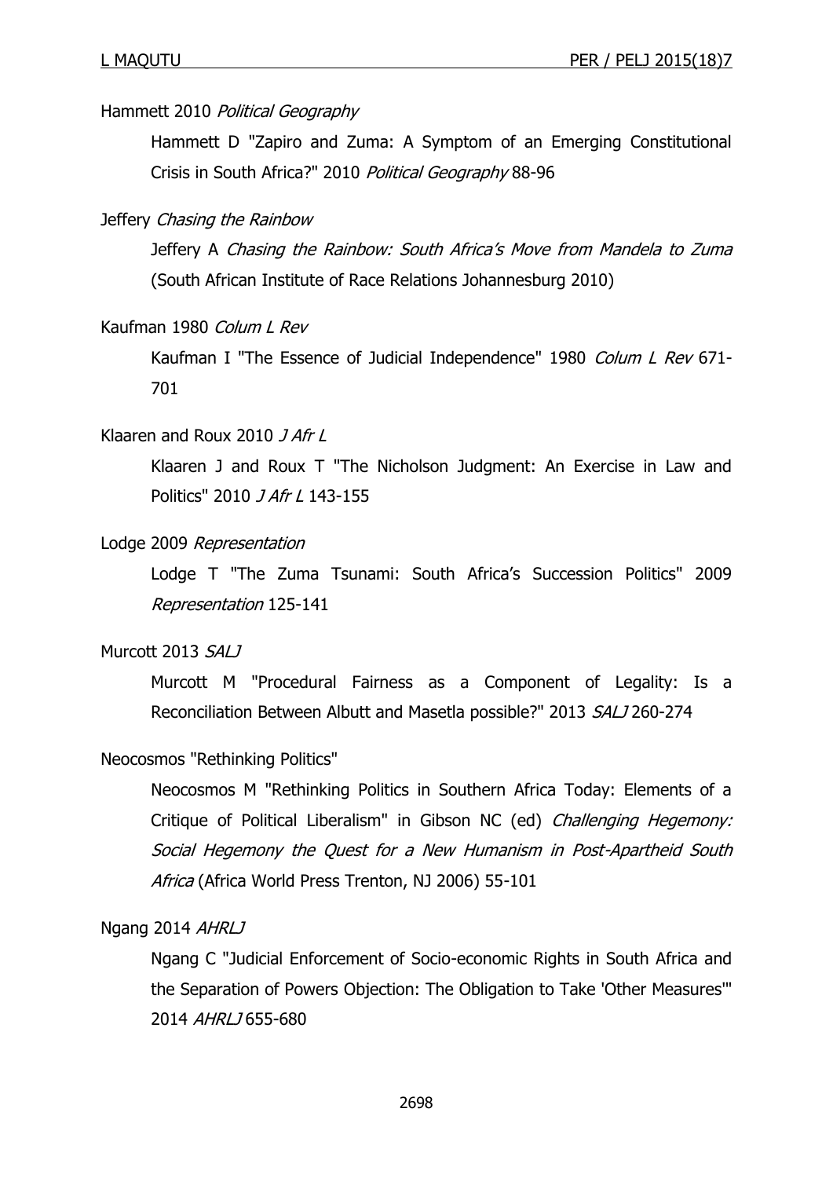Hammett 2010 *Political Geography*

Hammett D "Zapiro and Zuma: A Symptom of an Emerging Constitutional Crisis in South Africa?" 2010 *Political Geography* 88-96

Jeffery *Chasing the Rainbow*

Jeffery A *Chasing the Rainbow: South Africa's Move from Mandela to Zuma* (South African Institute of Race Relations Johannesburg 2010)

Kaufman 1980 *Colum L Rev*

Kaufman I "The Essence of Judicial Independence" 1980 *Colum L Rev* 671-701

Klaaren and Roux 2010 *J Afr L*

Klaaren J and Roux T "The Nicholson Judgment: An Exercise in Law and Politics" 2010 *J Afr L* 143-155

Lodge 2009 *Representation*

Lodge T "The Zuma Tsunami: South Africa's Succession Politics" 2009 *Representation* 125-141

Murcott 2013 *SALJ*

Murcott M "Procedural Fairness as a Component of Legality: Is a Reconciliation Between Albutt and Masetla possible?" 2013 *SALJ* 260-274

Neocosmos "Rethinking Politics"

Neocosmos M "Rethinking Politics in Southern Africa Today: Elements of a Critique of Political Liberalism" in Gibson NC (ed) *Challenging Hegemony: Social Hegemony the Quest for a New Humanism in Post-Apartheid South Africa* (Africa World Press Trenton, NJ 2006) 55-101

Ngang 2014 *AHRLJ*

Ngang C "Judicial Enforcement of Socio-economic Rights in South Africa and the Separation of Powers Objection: The Obligation to Take 'Other Measures'" 2014 *AHRLJ* 655-680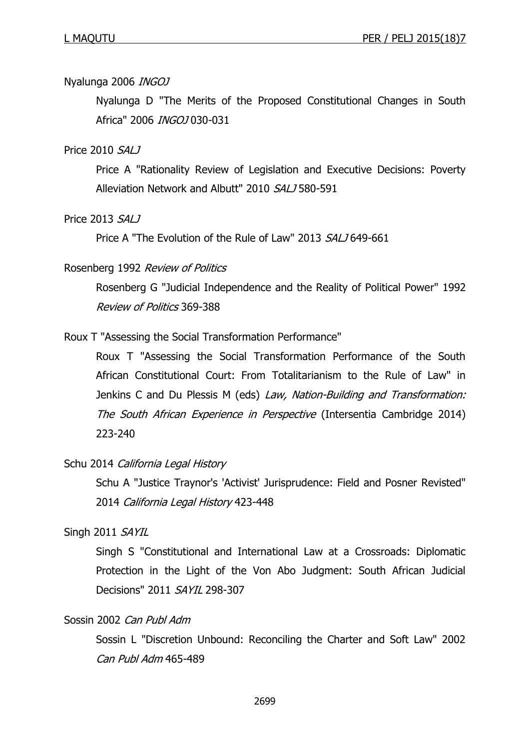Nyalunga 2006 *INGOJ*

Nyalunga D "The Merits of the Proposed Constitutional Changes in South Africa" 2006 *INGOJ* 030-031

Price 2010 *SALJ*

Price A "Rationality Review of Legislation and Executive Decisions: Poverty Alleviation Network and Albutt" 2010 *SALJ* 580-591

Price 2013 *SALJ*

Price A "The Evolution of the Rule of Law" 2013 *SALJ* 649-661

Rosenberg 1992 *Review of Politics*

Rosenberg G "Judicial Independence and the Reality of Political Power" 1992 *Review of Politics* 369-388

Roux T "Assessing the Social Transformation Performance"

Roux T "Assessing the Social Transformation Performance of the South African Constitutional Court: From Totalitarianism to the Rule of Law" in Jenkins C and Du Plessis M (eds) *Law, Nation-Building and Transformation: The South African Experience in Perspective* (Intersentia Cambridge 2014) 223-240

Schu 2014 *California Legal History*

Schu A "Justice Traynor's 'Activist' Jurisprudence: Field and Posner Revisted" 2014 *California Legal History* 423-448

Singh 2011 *SAYIL*

Singh S "Constitutional and International Law at a Crossroads: Diplomatic Protection in the Light of the Von Abo Judgment: South African Judicial Decisions" 2011 *SAYIL* 298-307

Sossin 2002 *Can Publ Adm*

Sossin L "Discretion Unbound: Reconciling the Charter and Soft Law" 2002 *Can Publ Adm* 465-489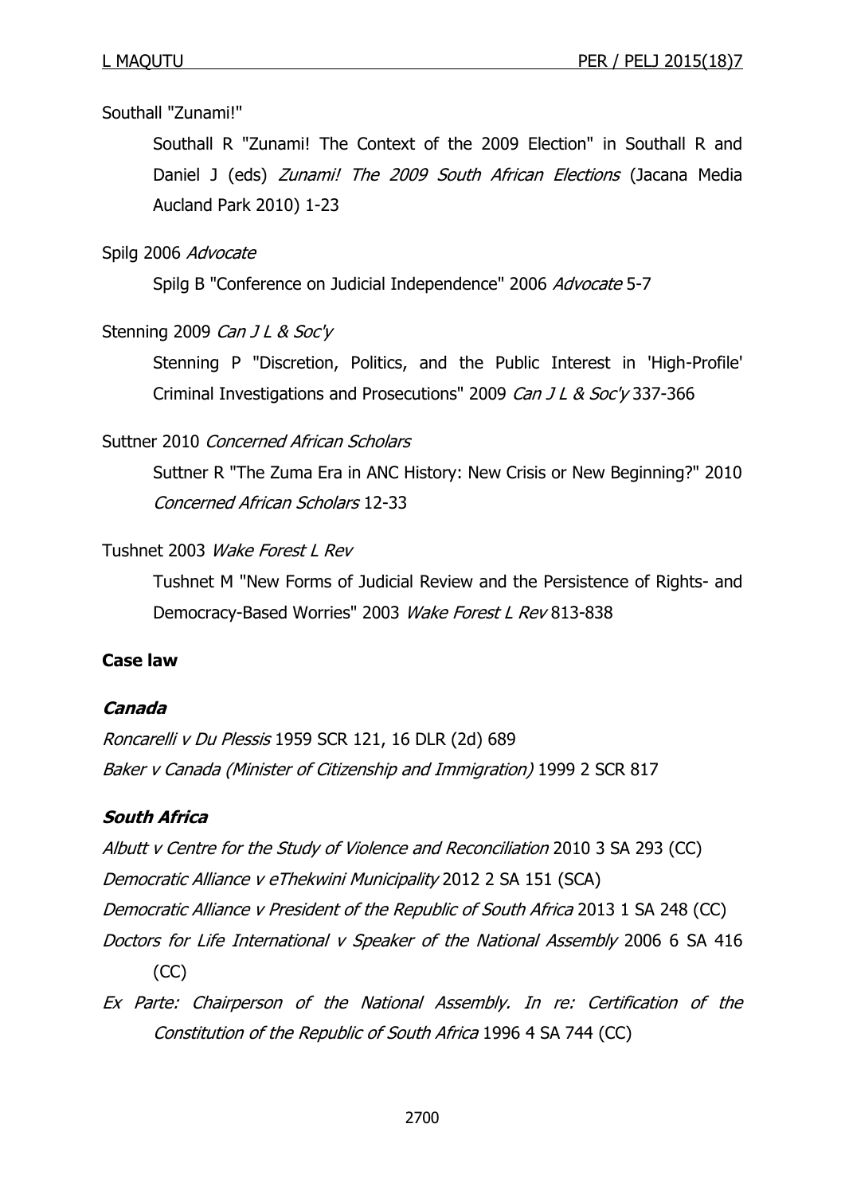Southall "Zunami!"

Southall R "Zunami! The Context of the 2009 Election" in Southall R and Daniel J (eds) *Zunami! The 2009 South African Elections* (Jacana Media Aucland Park 2010) 1-23

Spilg 2006 *Advocate*

Spilg B "Conference on Judicial Independence" 2006 *Advocate* 5-7

Stenning 2009 *Can J L & Soc'y*

Stenning P "Discretion, Politics, and the Public Interest in 'High-Profile' Criminal Investigations and Prosecutions" 2009 *Can J L & Soc'y* 337-366

Suttner 2010 *Concerned African Scholars*

Suttner R "The Zuma Era in ANC History: New Crisis or New Beginning?" 2010 *Concerned African Scholars* 12-33

Tushnet 2003 *Wake Forest L Rev*

Tushnet M "New Forms of Judicial Review and the Persistence of Rights- and Democracy-Based Worries" 2003 *Wake Forest L Rev* 813-838

**Case law**

***Canada***

*Roncarelli v Du Plessis* 1959 SCR 121, 16 DLR (2d) 689

*Baker v Canada (Minister of Citizenship and Immigration)* 1999 2 SCR 817

***South Africa***

*Albutt v Centre for the Study of Violence and Reconciliation* 2010 3 SA 293 (CC)

*Democratic Alliance v eThekwini Municipality* 2012 2 SA 151 (SCA)

*Democratic Alliance v President of the Republic of South Africa* 2013 1 SA 248 (CC)

*Doctors for Life International v Speaker of the National Assembly* 2006 6 SA 416 (CC)

*Ex Parte: Chairperson of the National Assembly. In re: Certification of the Constitution of the Republic of South Africa* 1996 4 SA 744 (CC)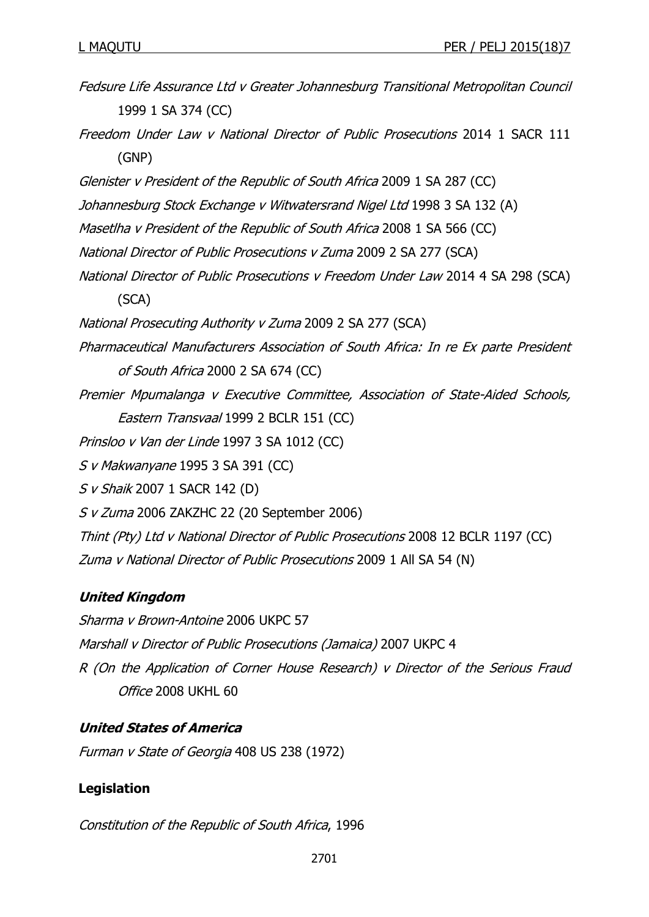*Fedsure Life Assurance Ltd v Greater Johannesburg Transitional Metropolitan Council* 1999 1 SA 374 (CC)

*Freedom Under Law v National Director of Public Prosecutions* 2014 1 SACR 111 (GNP)

*Glenister v President of the Republic of South Africa* 2009 1 SA 287 (CC)

*Johannesburg Stock Exchange v Witwatersrand Nigel Ltd* 1998 3 SA 132 (A)

*Masetlha v President of the Republic of South Africa* 2008 1 SA 566 (CC)

*National Director of Public Prosecutions v Zuma* 2009 2 SA 277 (SCA)

*National Director of Public Prosecutions v Freedom Under Law* 2014 4 SA 298 (SCA) (SCA)

*National Prosecuting Authority v Zuma* 2009 2 SA 277 (SCA)

*Pharmaceutical Manufacturers Association of South Africa: In re Ex parte President of South Africa* 2000 2 SA 674 (CC)

*Premier Mpumalanga v Executive Committee, Association of State-Aided Schools, Eastern Transvaal* 1999 2 BCLR 151 (CC)

*Prinsloo v Van der Linde* 1997 3 SA 1012 (CC)

*S v Makwanyane* 1995 3 SA 391 (CC)

*S v Shaik* 2007 1 SACR 142 (D)

*S v Zuma* 2006 ZAKZHC 22 (20 September 2006)

*Thint (Pty) Ltd v National Director of Public Prosecutions* 2008 12 BCLR 1197 (CC)

*Zuma v National Director of Public Prosecutions* 2009 1 All SA 54 (N)

***United Kingdom***

*Sharma v Brown-Antoine* 2006 UKPC 57

*Marshall v Director of Public Prosecutions (Jamaica)* 2007 UKPC 4

*R (On the Application of Corner House Research) v Director of the Serious Fraud Office* 2008 UKHL 60

***United States of America***

*Furman v State of Georgia* 408 US 238 (1972)

**Legislation**

*Constitution of the Republic of South Africa*, 1996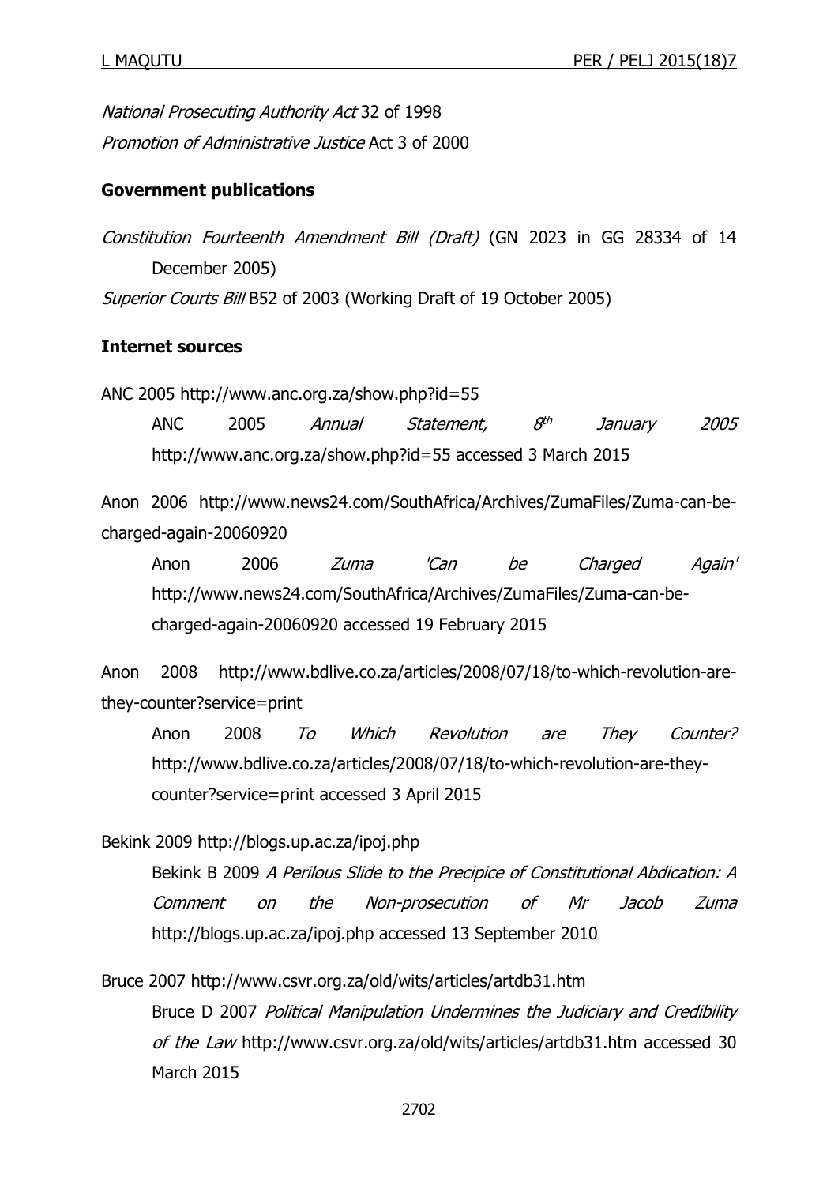*National Prosecuting Authority Act* 32 of 1998

*Promotion of Administrative Justice* Act 3 of 2000

**Government publications**

*Constitution Fourteenth Amendment Bill (Draft)* (GN 2023 in GG 28334 of 14 December 2005)

*Superior Courts Bill* B52 of 2003 (Working Draft of 19 October 2005)

**Internet sources**

ANC 2005 http://www.anc.org.za/show.php?id=55

ANC 2005 *Annual Statement, 8th January 2005* http://www.anc.org.za/show.php?id=55 accessed 3 March 2015

Anon 2006 http://www.news24.com/SouthAfrica/Archives/ZumaFiles/Zuma-can-be-charged-again-20060920

Anon 2006 *Zuma 'Can be Charged Again'* http://www.news24.com/SouthAfrica/Archives/ZumaFiles/Zuma-can-be-charged-again-20060920 accessed 19 February 2015

Anon 2008 http://www.bdlive.co.za/articles/2008/07/18/to-which-revolution-are-they-counter?service=print

Anon 2008 *To Which Revolution are They Counter?* http://www.bdlive.co.za/articles/2008/07/18/to-which-revolution-are-they-counter?service=print accessed 3 April 2015

Bekink 2009 http://blogs.up.ac.za/ipoj.php

Bekink B 2009 *A Perilous Slide to the Precipice of Constitutional Abdication: A Comment on the Non-prosecution of Mr Jacob Zuma* http://blogs.up.ac.za/ipoj.php accessed 13 September 2010

Bruce 2007 http://www.csvr.org.za/old/wits/articles/artdb31.htm

Bruce D 2007 *Political Manipulation Undermines the Judiciary and Credibility of the Law* http://www.csvr.org.za/old/wits/articles/artdb31.htm accessed 30 March 2015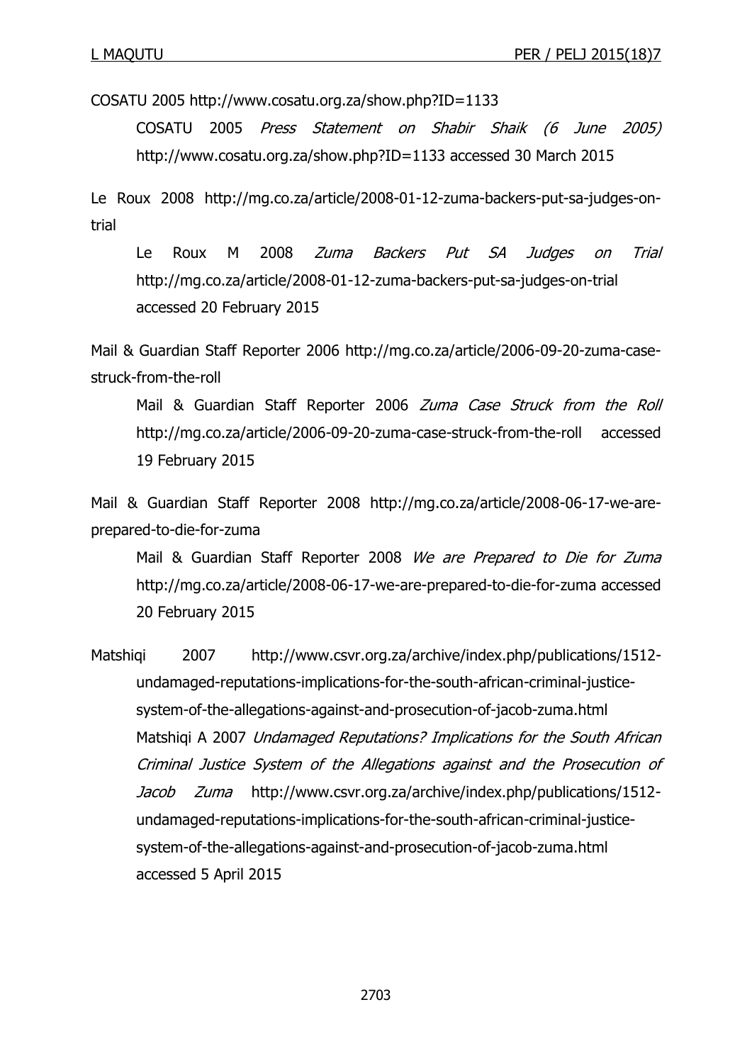COSATU 2005 http://www.cosatu.org.za/show.php?ID=1133

COSATU 2005 *Press Statement on Shabir Shaik (6 June 2005)* http://www.cosatu.org.za/show.php?ID=1133 accessed 30 March 2015

Le Roux 2008 http://mg.co.za/article/2008-01-12-zuma-backers-put-sa-judges-on-trial

Le Roux M 2008 *Zuma Backers Put SA Judges on Trial* http://mg.co.za/article/2008-01-12-zuma-backers-put-sa-judges-on-trial accessed 20 February 2015

Mail & Guardian Staff Reporter 2006 http://mg.co.za/article/2006-09-20-zuma-case-struck-from-the-roll

Mail & Guardian Staff Reporter 2006 *Zuma Case Struck from the Roll* http://mg.co.za/article/2006-09-20-zuma-case-struck-from-the-roll accessed 19 February 2015

Mail & Guardian Staff Reporter 2008 http://mg.co.za/article/2008-06-17-we-are-prepared-to-die-for-zuma

Mail & Guardian Staff Reporter 2008 *We are Prepared to Die for Zuma* http://mg.co.za/article/2008-06-17-we-are-prepared-to-die-for-zuma accessed 20 February 2015

Matshiqi 2007 http://www.csvr.org.za/archive/index.php/publications/1512-undamaged-reputations-implications-for-the-south-african-criminal-justice-system-of-the-allegations-against-and-prosecution-of-jacob-zuma.html

Matshiqi A 2007 *Undamaged Reputations? Implications for the South African Criminal Justice System of the Allegations against and the Prosecution of Jacob Zuma* http://www.csvr.org.za/archive/index.php/publications/1512-undamaged-reputations-implications-for-the-south-african-criminal-justice-system-of-the-allegations-against-and-prosecution-of-jacob-zuma.html accessed 5 April 2015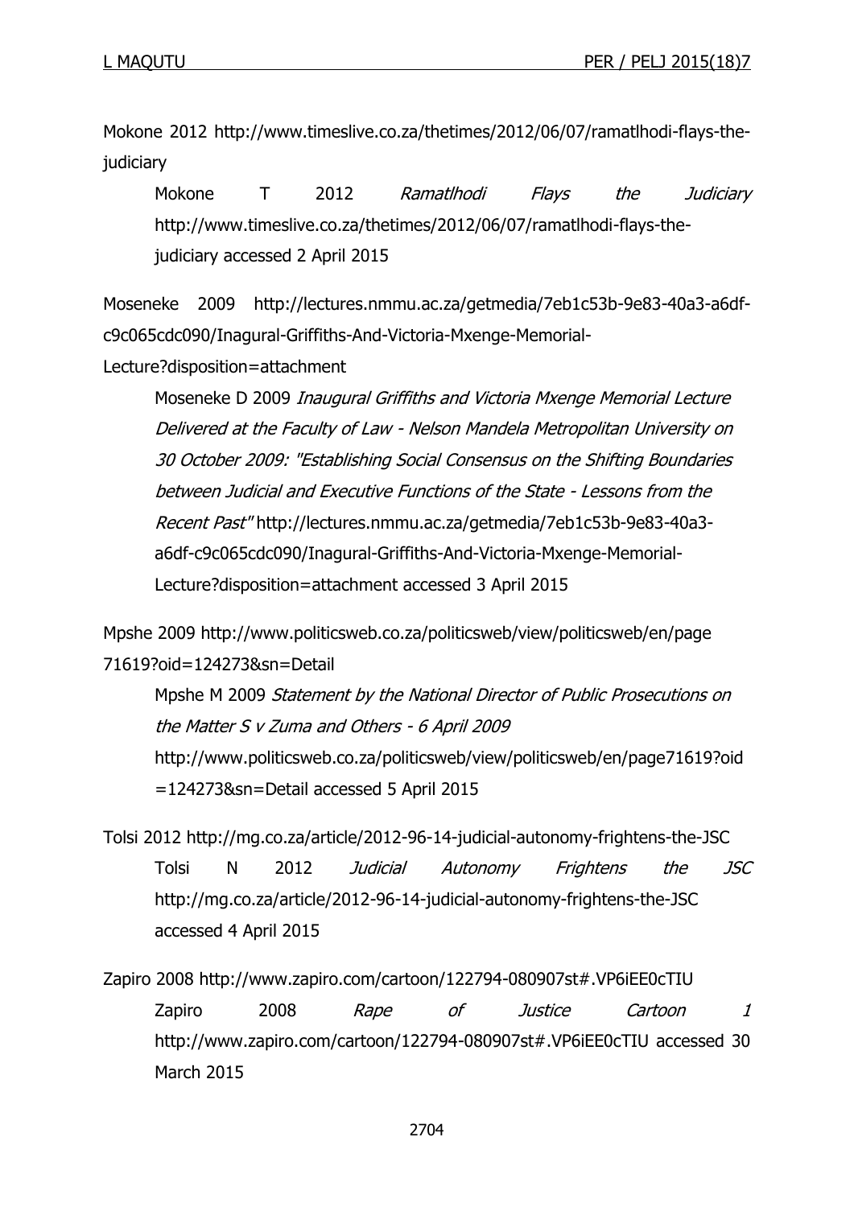Mokone 2012 http://www.timeslive.co.za/thetimes/2012/06/07/ramatlhodi-flays-the-judiciary

Mokone T 2012 *Ramatlhodi Flays the Judiciary* http://www.timeslive.co.za/thetimes/2012/06/07/ramatlhodi-flays-the-judiciary accessed 2 April 2015

Moseneke 2009 http://lectures.nmmu.ac.za/getmedia/7eb1c53b-9e83-40a3-a6df-c9c065cdc090/Inagural-Griffiths-And-Victoria-Mxenge-Memorial-Lecture?disposition=attachment

Moseneke D 2009 *Inaugural Griffiths and Victoria Mxenge Memorial Lecture Delivered at the Faculty of Law - Nelson Mandela Metropolitan University on 30 October 2009: "Establishing Social Consensus on the Shifting Boundaries between Judicial and Executive Functions of the State - Lessons from the Recent Past"* http://lectures.nmmu.ac.za/getmedia/7eb1c53b-9e83-40a3-a6df-c9c065cdc090/Inagural-Griffiths-And-Victoria-Mxenge-Memorial-Lecture?disposition=attachment accessed 3 April 2015

Mpshe 2009 http://www.politicsweb.co.za/politicsweb/view/politicsweb/en/page71619?oid=124273&sn=Detail

Mpshe M 2009 *Statement by the National Director of Public Prosecutions on the Matter S v Zuma and Others - 6 April 2009* http://www.politicsweb.co.za/politicsweb/view/politicsweb/en/page71619?oid=124273&sn=Detail accessed 5 April 2015

Tolsi 2012 http://mg.co.za/article/2012-96-14-judicial-autonomy-frightens-the-JSC

Tolsi N 2012 *Judicial Autonomy Frightens the JSC* http://mg.co.za/article/2012-96-14-judicial-autonomy-frightens-the-JSC accessed 4 April 2015

Zapiro 2008 http://www.zapiro.com/cartoon/122794-080907st#.VP6iEE0cTIU

Zapiro 2008 *Rape of Justice Cartoon 1* http://www.zapiro.com/cartoon/122794-080907st#.VP6iEE0cTIU accessed 30 March 2015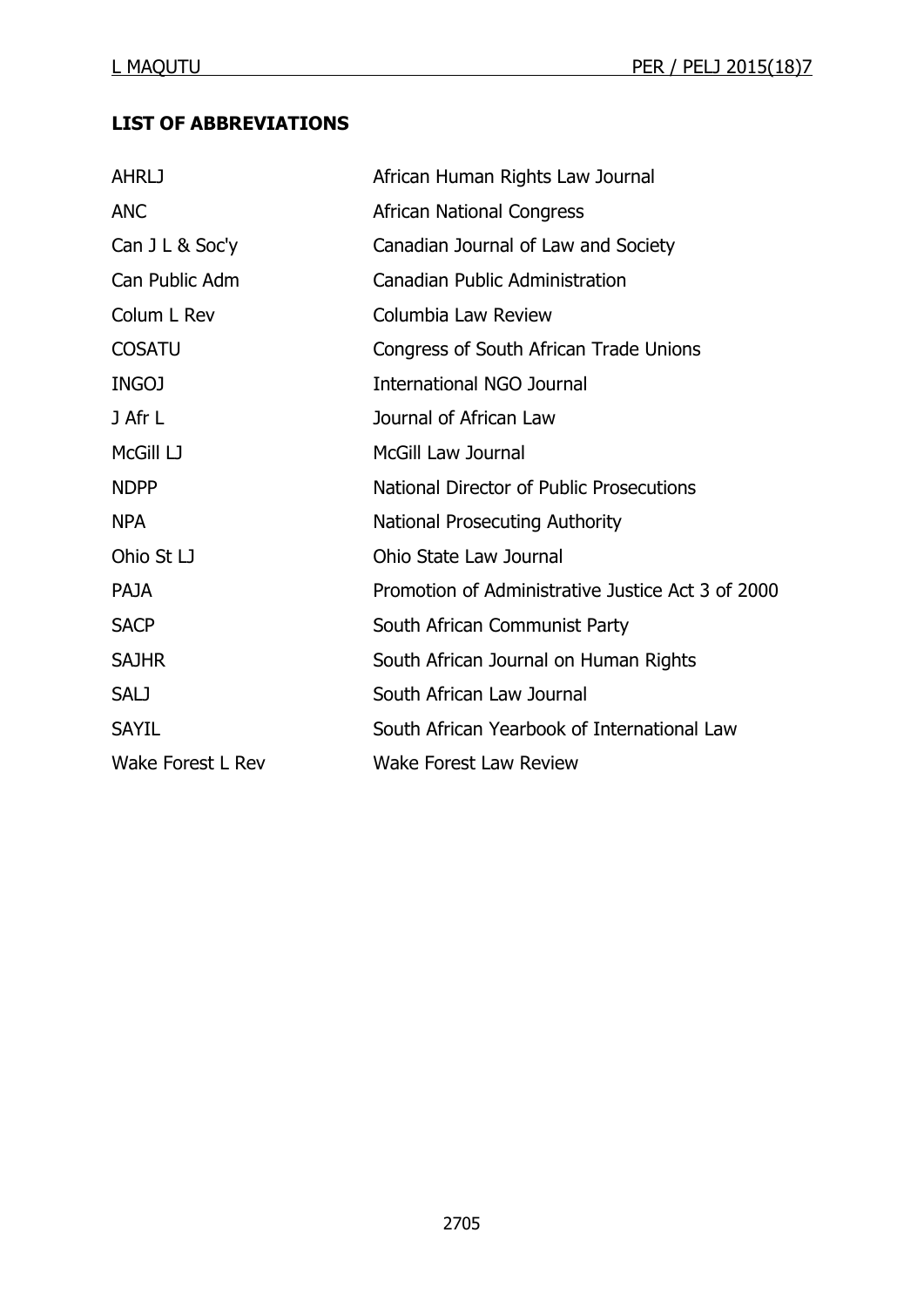**LIST OF ABBREVIATIONS**

| | |
|---|---|
| AHRLJ | African Human Rights Law Journal |
| ANC | African National Congress |
| Can J L & Soc'y | Canadian Journal of Law and Society |
| Can Public Adm | Canadian Public Administration |
| Colum L Rev | Columbia Law Review |
| COSATU | Congress of South African Trade Unions |
| INGOJ | International NGO Journal |
| J Afr L | Journal of African Law |
| McGill LJ | McGill Law Journal |
| NDPP | National Director of Public Prosecutions |
| NPA | National Prosecuting Authority |
| Ohio St LJ | Ohio State Law Journal |
| PAJA | Promotion of Administrative Justice Act 3 of 2000 |
| SACP | South African Communist Party |
| SAJHR | South African Journal on Human Rights |
| SALJ | South African Law Journal |
| SAYIL | South African Yearbook of International Law |
| Wake Forest L Rev | Wake Forest Law Review |